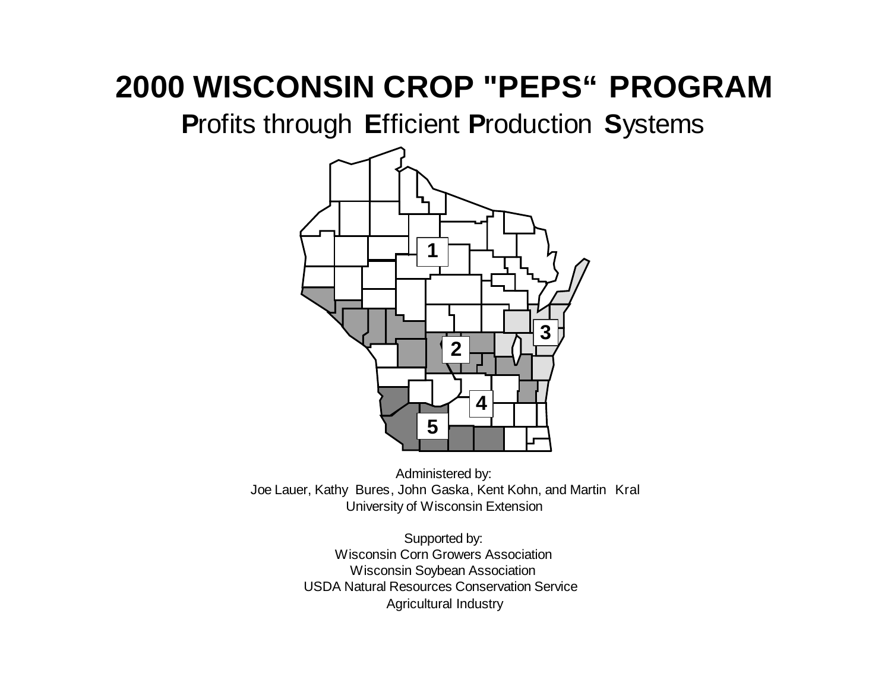# 2000 WISCONSIN CROP "PEPS" PROGRAM

## **P**rofits through **E**fficient **P**roduction **S**ystems

Administered by:
Joe Lauer, Kathy Bures, John Gaska, Kent Kohn, and Martin Kral
University of Wisconsin Extension

Supported by:
Wisconsin Corn Growers Association
Wisconsin Soybean Association
USDA Natural Resources Conservation Service
Agricultural Industry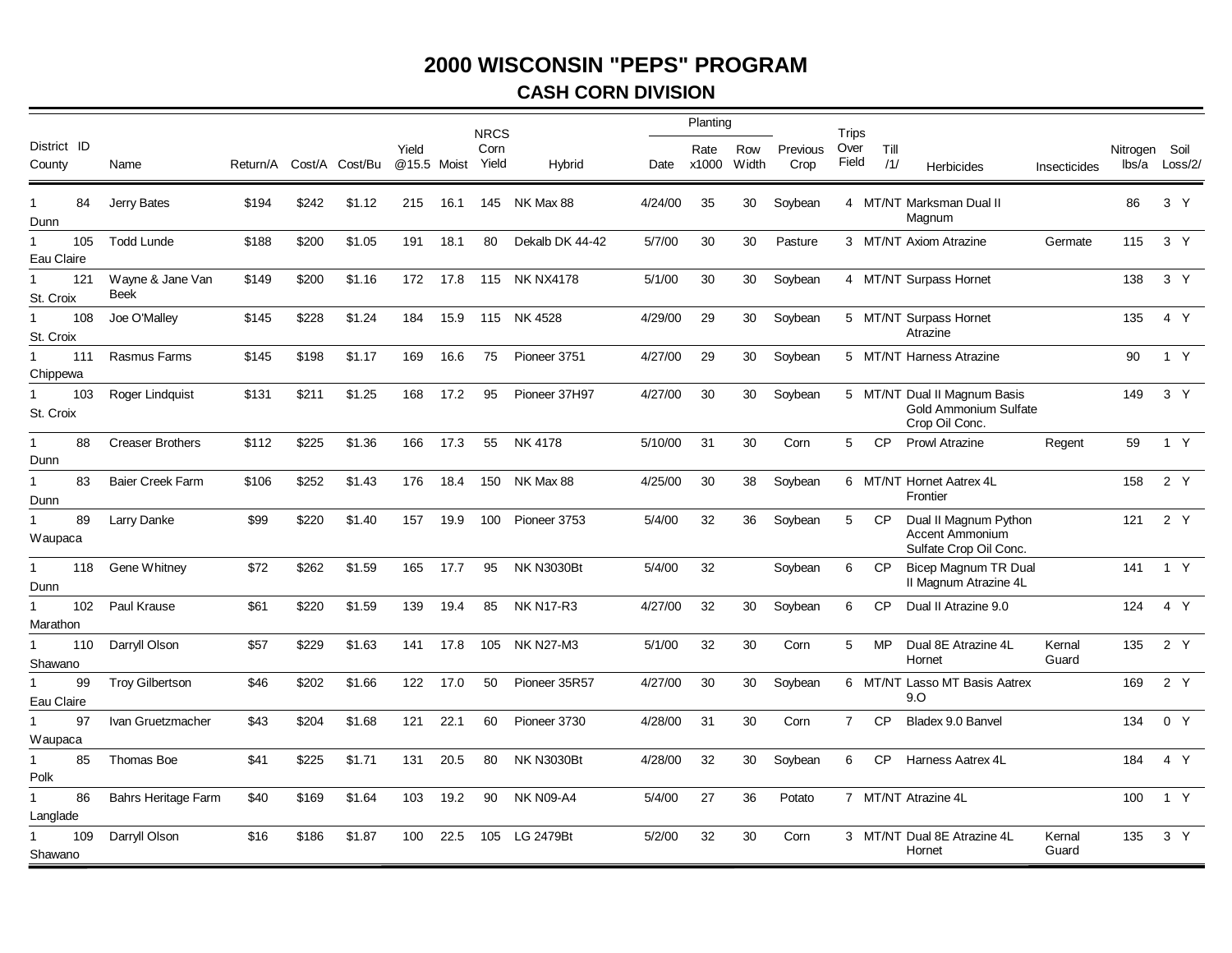# 2000 WISCONSIN "PEPS" PROGRAM

## CASH CORN DIVISION

| District County | ID | Name | Return/A | Cost/A | Cost/Bu | Yield @15.5 | Moist | NRCS Corn Yield | Hybrid | Planting Date | Planting Rate x1000 | Planting Row Width | Previous Crop | Trips Over Field | Till /1/ | Herbicides | Insecticides | Nitrogen lbs/a | Soil Loss/2/ | |
|---|---|---|---|---|---|---|---|---|---|---|---|---|---|---|---|---|---|---|---|---|
| 1 Dunn | 84 | Jerry Bates | $194 | $242 | $1.12 | 215 | 16.1 | 145 | NK Max 88 | 4/24/00 | 35 | 30 | Soybean | 4 | MT/NT | Marksman Dual II Magnum | | 86 | 3 | Y |
| 1 Eau Claire | 105 | Todd Lunde | $188 | $200 | $1.05 | 191 | 18.1 | 80 | Dekalb DK 44-42 | 5/7/00 | 30 | 30 | Pasture | 3 | MT/NT | Axiom Atrazine | Germate | 115 | 3 | Y |
| 1 St. Croix | 121 | Wayne & Jane Van Beek | $149 | $200 | $1.16 | 172 | 17.8 | 115 | NK NX4178 | 5/1/00 | 30 | 30 | Soybean | 4 | MT/NT | Surpass Hornet | | 138 | 3 | Y |
| 1 St. Croix | 108 | Joe O'Malley | $145 | $228 | $1.24 | 184 | 15.9 | 115 | NK 4528 | 4/29/00 | 29 | 30 | Soybean | 5 | MT/NT | Surpass Hornet Atrazine | | 135 | 4 | Y |
| 1 Chippewa | 111 | Rasmus Farms | $145 | $198 | $1.17 | 169 | 16.6 | 75 | Pioneer 3751 | 4/27/00 | 29 | 30 | Soybean | 5 | MT/NT | Harness Atrazine | | 90 | 1 | Y |
| 1 St. Croix | 103 | Roger Lindquist | $131 | $211 | $1.25 | 168 | 17.2 | 95 | Pioneer 37H97 | 4/27/00 | 30 | 30 | Soybean | 5 | MT/NT | Dual II Magnum Basis Gold Ammonium Sulfate Crop Oil Conc. | | 149 | 3 | Y |
| 1 Dunn | 88 | Creaser Brothers | $112 | $225 | $1.36 | 166 | 17.3 | 55 | NK 4178 | 5/10/00 | 31 | 30 | Corn | 5 | CP | Prowl Atrazine | Regent | 59 | 1 | Y |
| 1 Dunn | 83 | Baier Creek Farm | $106 | $252 | $1.43 | 176 | 18.4 | 150 | NK Max 88 | 4/25/00 | 30 | 38 | Soybean | 6 | MT/NT | Hornet Aatrex 4L Frontier | | 158 | 2 | Y |
| 1 Waupaca | 89 | Larry Danke | $99 | $220 | $1.40 | 157 | 19.9 | 100 | Pioneer 3753 | 5/4/00 | 32 | 36 | Soybean | 5 | CP | Dual II Magnum Python Accent Ammonium Sulfate Crop Oil Conc. | | 121 | 2 | Y |
| 1 Dunn | 118 | Gene Whitney | $72 | $262 | $1.59 | 165 | 17.7 | 95 | NK N3030Bt | 5/4/00 | 32 | | Soybean | 6 | CP | Bicep Magnum TR Dual II Magnum Atrazine 4L | | 141 | 1 | Y |
| 1 Marathon | 102 | Paul Krause | $61 | $220 | $1.59 | 139 | 19.4 | 85 | NK N17-R3 | 4/27/00 | 32 | 30 | Soybean | 6 | CP | Dual II Atrazine 9.0 | | 124 | 4 | Y |
| 1 Shawano | 110 | Darryll Olson | $57 | $229 | $1.63 | 141 | 17.8 | 105 | NK N27-M3 | 5/1/00 | 32 | 30 | Corn | 5 | MP | Dual 8E Atrazine 4L Hornet | Kernal Guard | 135 | 2 | Y |
| 1 Eau Claire | 99 | Troy Gilbertson | $46 | $202 | $1.66 | 122 | 17.0 | 50 | Pioneer 35R57 | 4/27/00 | 30 | 30 | Soybean | 6 | MT/NT | Lasso MT Basis Aatrex 9.O | | 169 | 2 | Y |
| 1 Waupaca | 97 | Ivan Gruetzmacher | $43 | $204 | $1.68 | 121 | 22.1 | 60 | Pioneer 3730 | 4/28/00 | 31 | 30 | Corn | 7 | CP | Bladex 9.0 Banvel | | 134 | 0 | Y |
| 1 Polk | 85 | Thomas Boe | $41 | $225 | $1.71 | 131 | 20.5 | 80 | NK N3030Bt | 4/28/00 | 32 | 30 | Soybean | 6 | CP | Harness Aatrex 4L | | 184 | 4 | Y |
| 1 Langlade | 86 | Bahrs Heritage Farm | $40 | $169 | $1.64 | 103 | 19.2 | 90 | NK N09-A4 | 5/4/00 | 27 | 36 | Potato | 7 | MT/NT | Atrazine 4L | | 100 | 1 | Y |
| 1 Shawano | 109 | Darryll Olson | $16 | $186 | $1.87 | 100 | 22.5 | 105 | LG 2479Bt | 5/2/00 | 32 | 30 | Corn | 3 | MT/NT | Dual 8E Atrazine 4L Hornet | Kernal Guard | 135 | 3 | Y |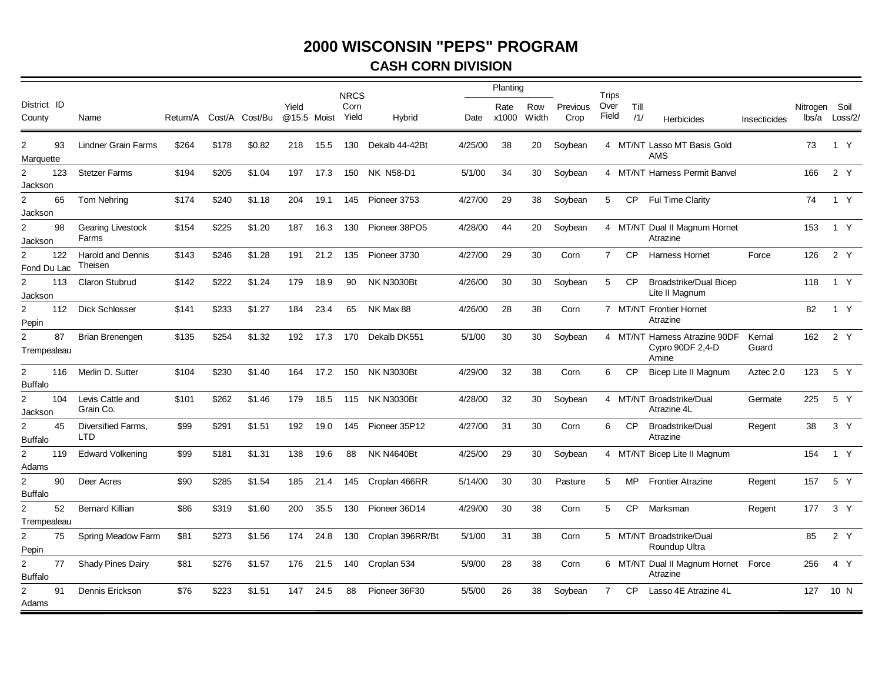# 2000 WISCONSIN "PEPS" PROGRAM

## CASH CORN DIVISION

| District County | ID | Name | Return/A | Cost/A | Cost/Bu | Yield @15.5 | Moist | NRCS Corn Yield | Hybrid | Planting Date | Planting Rate x1000 | Planting Row Width | Previous Crop | Trips Over Field | Till /1/ | Herbicides | Insecticides | Nitrogen lbs/a | Soil Loss/2/ |
|---|---|---|---|---|---|---|---|---|---|---|---|---|---|---|---|---|---|---|---|
| 2 Marquette | 93 | Lindner Grain Farms | $264 | $178 | $0.82 | 218 | 15.5 | 130 | Dekalb 44-42Bt | 4/25/00 | 38 | 20 | Soybean | 4 | MT/NT | Lasso MT Basis Gold AMS | | 73 | 1 Y |
| 2 Jackson | 123 | Stetzer Farms | $194 | $205 | $1.04 | 197 | 17.3 | 150 | NK N58-D1 | 5/1/00 | 34 | 30 | Soybean | 4 | MT/NT | Harness Permit Banvel | | 166 | 2 Y |
| 2 Jackson | 65 | Tom Nehring | $174 | $240 | $1.18 | 204 | 19.1 | 145 | Pioneer 3753 | 4/27/00 | 29 | 38 | Soybean | 5 | CP | Ful Time Clarity | | 74 | 1 Y |
| 2 Jackson | 98 | Gearing Livestock Farms | $154 | $225 | $1.20 | 187 | 16.3 | 130 | Pioneer 38PO5 | 4/28/00 | 44 | 20 | Soybean | 4 | MT/NT | Dual II Magnum Hornet Atrazine | | 153 | 1 Y |
| 2 Fond Du Lac | 122 | Harold and Dennis Theisen | $143 | $246 | $1.28 | 191 | 21.2 | 135 | Pioneer 3730 | 4/27/00 | 29 | 30 | Corn | 7 | CP | Harness Hornet | Force | 126 | 2 Y |
| 2 Jackson | 113 | Claron Stubrud | $142 | $222 | $1.24 | 179 | 18.9 | 90 | NK N3030Bt | 4/26/00 | 30 | 30 | Soybean | 5 | CP | Broadstrike/Dual Bicep Lite II Magnum | | 118 | 1 Y |
| 2 Pepin | 112 | Dick Schlosser | $141 | $233 | $1.27 | 184 | 23.4 | 65 | NK Max 88 | 4/26/00 | 28 | 38 | Corn | 7 | MT/NT | Frontier Hornet Atrazine | | 82 | 1 Y |
| 2 Trempealeau | 87 | Brian Brenengen | $135 | $254 | $1.32 | 192 | 17.3 | 170 | Dekalb DK551 | 5/1/00 | 30 | 30 | Soybean | 4 | MT/NT | Harness Atrazine 90DF Cypro 90DF 2,4-D Amine | Kernal Guard | 162 | 2 Y |
| 2 Buffalo | 116 | Merlin D. Sutter | $104 | $230 | $1.40 | 164 | 17.2 | 150 | NK N3030Bt | 4/29/00 | 32 | 38 | Corn | 6 | CP | Bicep Lite II Magnum | Aztec 2.0 | 123 | 5 Y |
| 2 Jackson | 104 | Levis Cattle and Grain Co. | $101 | $262 | $1.46 | 179 | 18.5 | 115 | NK N3030Bt | 4/28/00 | 32 | 30 | Soybean | 4 | MT/NT | Broadstrike/Dual Atrazine 4L | Germate | 225 | 5 Y |
| 2 Buffalo | 45 | Diversified Farms, LTD | $99 | $291 | $1.51 | 192 | 19.0 | 145 | Pioneer 35P12 | 4/27/00 | 31 | 30 | Corn | 6 | CP | Broadstrike/Dual Atrazine | Regent | 38 | 3 Y |
| 2 Adams | 119 | Edward Volkening | $99 | $181 | $1.31 | 138 | 19.6 | 88 | NK N4640Bt | 4/25/00 | 29 | 30 | Soybean | 4 | MT/NT | Bicep Lite II Magnum | | 154 | 1 Y |
| 2 Buffalo | 90 | Deer Acres | $90 | $285 | $1.54 | 185 | 21.4 | 145 | Croplan 466RR | 5/14/00 | 30 | 30 | Pasture | 5 | MP | Frontier Atrazine | Regent | 157 | 5 Y |
| 2 Trempealeau | 52 | Bernard Killian | $86 | $319 | $1.60 | 200 | 35.5 | 130 | Pioneer 36D14 | 4/29/00 | 30 | 38 | Corn | 5 | CP | Marksman | Regent | 177 | 3 Y |
| 2 Pepin | 75 | Spring Meadow Farm | $81 | $273 | $1.56 | 174 | 24.8 | 130 | Croplan 396RR/Bt | 5/1/00 | 31 | 38 | Corn | 5 | MT/NT | Broadstrike/Dual Roundup Ultra | | 85 | 2 Y |
| 2 Buffalo | 77 | Shady Pines Dairy | $81 | $276 | $1.57 | 176 | 21.5 | 140 | Croplan 534 | 5/9/00 | 28 | 38 | Corn | 6 | MT/NT | Dual II Magnum Hornet Atrazine | Force | 256 | 4 Y |
| 2 Adams | 91 | Dennis Erickson | $76 | $223 | $1.51 | 147 | 24.5 | 88 | Pioneer 36F30 | 5/5/00 | 26 | 38 | Soybean | 7 | CP | Lasso 4E Atrazine 4L | | 127 | 10 N |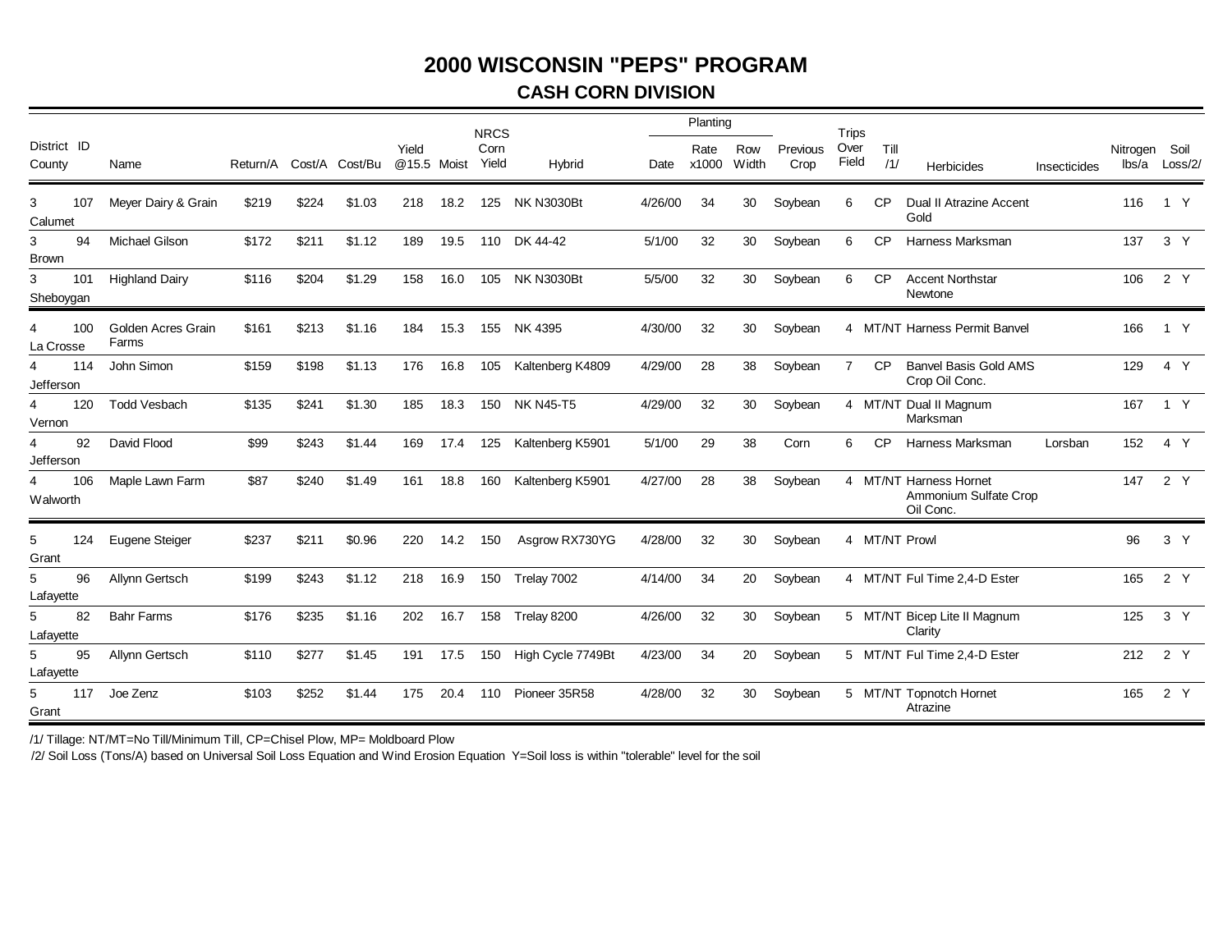# 2000 WISCONSIN "PEPS" PROGRAM

## CASH CORN DIVISION

| District | ID | County | Name | Return/A | Cost/A | Cost/Bu | Yield @15.5 | Moist | NRCS Corn Yield | Hybrid | Planting Date | Planting Rate x1000 | Planting Row Width | Previous Crop | Trips Over Field | Till /1/ | Herbicides | Insecticides | Nitrogen lbs/a | Soil Loss/2/ | |
|---|---|---|---|---|---|---|---|---|---|---|---|---|---|---|---|---|---|---|---|---|---|
| 3 | 107 | Calumet | Meyer Dairy & Grain | $219 | $224 | $1.03 | 218 | 18.2 | 125 | NK N3030Bt | 4/26/00 | 34 | 30 | Soybean | 6 | CP | Dual II Atrazine Accent Gold | | 116 | 1 | Y |
| 3 | 94 | Brown | Michael Gilson | $172 | $211 | $1.12 | 189 | 19.5 | 110 | DK 44-42 | 5/1/00 | 32 | 30 | Soybean | 6 | CP | Harness Marksman | | 137 | 3 | Y |
| 3 | 101 | Sheboygan | Highland Dairy | $116 | $204 | $1.29 | 158 | 16.0 | 105 | NK N3030Bt | 5/5/00 | 32 | 30 | Soybean | 6 | CP | Accent Northstar Newtone | | 106 | 2 | Y |
| 4 | 100 | La Crosse | Golden Acres Grain Farms | $161 | $213 | $1.16 | 184 | 15.3 | 155 | NK 4395 | 4/30/00 | 32 | 30 | Soybean | 4 | MT/NT | Harness Permit Banvel | | 166 | 1 | Y |
| 4 | 114 | Jefferson | John Simon | $159 | $198 | $1.13 | 176 | 16.8 | 105 | Kaltenberg K4809 | 4/29/00 | 28 | 38 | Soybean | 7 | CP | Banvel Basis Gold AMS Crop Oil Conc. | | 129 | 4 | Y |
| 4 | 120 | Vernon | Todd Vesbach | $135 | $241 | $1.30 | 185 | 18.3 | 150 | NK N45-T5 | 4/29/00 | 32 | 30 | Soybean | 4 | MT/NT | Dual II Magnum Marksman | | 167 | 1 | Y |
| 4 | 92 | Jefferson | David Flood | $99 | $243 | $1.44 | 169 | 17.4 | 125 | Kaltenberg K5901 | 5/1/00 | 29 | 38 | Corn | 6 | CP | Harness Marksman | Lorsban | 152 | 4 | Y |
| 4 | 106 | Walworth | Maple Lawn Farm | $87 | $240 | $1.49 | 161 | 18.8 | 160 | Kaltenberg K5901 | 4/27/00 | 28 | 38 | Soybean | 4 | MT/NT | Harness Hornet Ammonium Sulfate Crop Oil Conc. | | 147 | 2 | Y |
| 5 | 124 | Grant | Eugene Steiger | $237 | $211 | $0.96 | 220 | 14.2 | 150 | Asgrow RX730YG | 4/28/00 | 32 | 30 | Soybean | 4 | MT/NT | Prowl | | 96 | 3 | Y |
| 5 | 96 | Lafayette | Allynn Gertsch | $199 | $243 | $1.12 | 218 | 16.9 | 150 | Trelay 7002 | 4/14/00 | 34 | 20 | Soybean | 4 | MT/NT | Ful Time 2,4-D Ester | | 165 | 2 | Y |
| 5 | 82 | Lafayette | Bahr Farms | $176 | $235 | $1.16 | 202 | 16.7 | 158 | Trelay 8200 | 4/26/00 | 32 | 30 | Soybean | 5 | MT/NT | Bicep Lite II Magnum Clarity | | 125 | 3 | Y |
| 5 | 95 | Lafayette | Allynn Gertsch | $110 | $277 | $1.45 | 191 | 17.5 | 150 | High Cycle 7749Bt | 4/23/00 | 34 | 20 | Soybean | 5 | MT/NT | Ful Time 2,4-D Ester | | 212 | 2 | Y |
| 5 | 117 | Grant | Joe Zenz | $103 | $252 | $1.44 | 175 | 20.4 | 110 | Pioneer 35R58 | 4/28/00 | 32 | 30 | Soybean | 5 | MT/NT | Topnotch Hornet Atrazine | | 165 | 2 | Y |

/1/ Tillage: NT/MT=No Till/Minimum Till, CP=Chisel Plow, MP= Moldboard Plow

/2/ Soil Loss (Tons/A) based on Universal Soil Loss Equation and Wind Erosion Equation Y=Soil loss is within "tolerable" level for the soil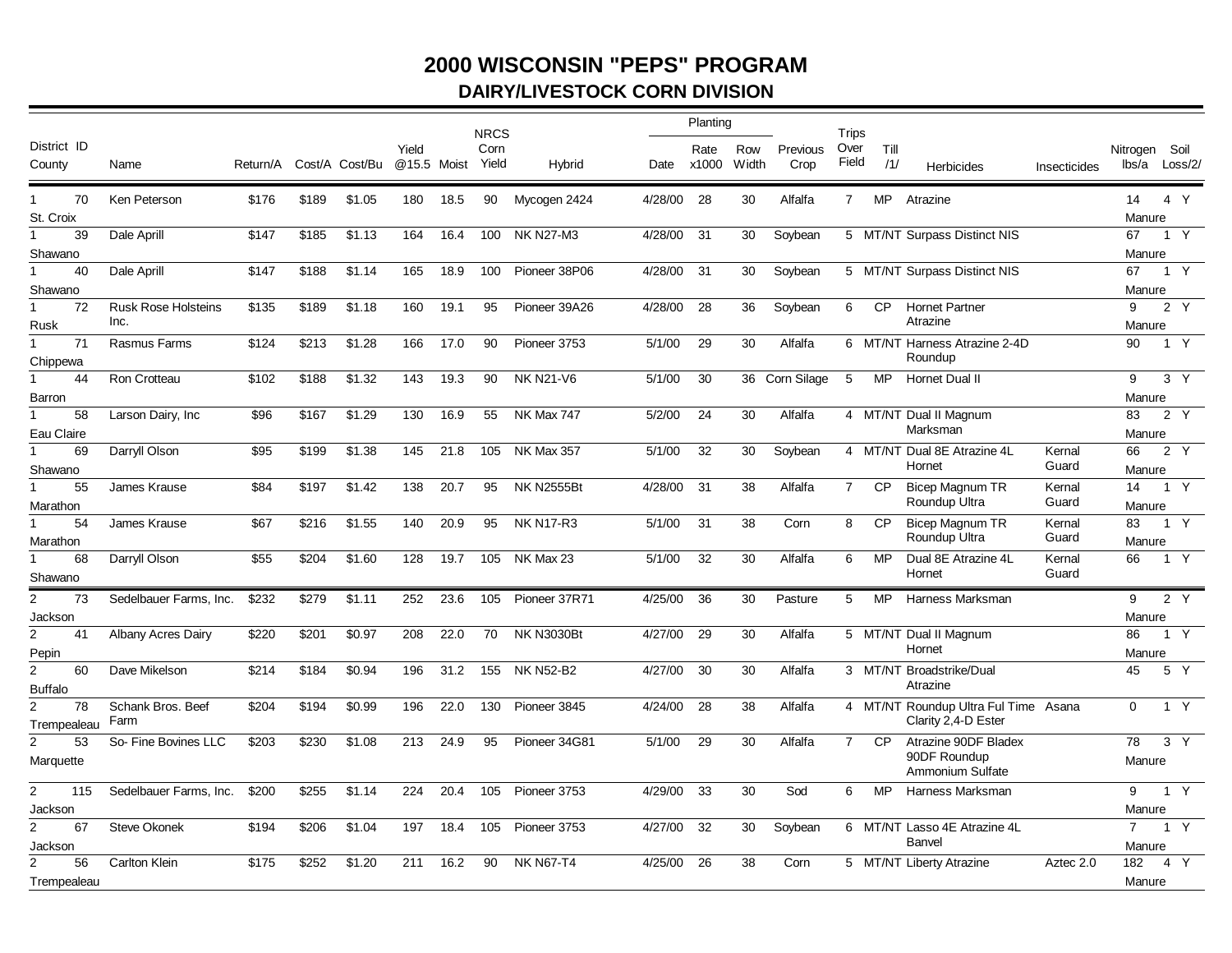# 2000 WISCONSIN "PEPS" PROGRAM

## DAIRY/LIVESTOCK CORN DIVISION

| District County | ID | Name | Return/A | Cost/A | Cost/Bu | Yield @15.5 | Moist | NRCS Corn Yield | Hybrid | Planting Date | Planting Rate x1000 | Planting Row Width | Previous Crop | Trips Over Field | Till /1/ | Herbicides | Insecticides | Nitrogen lbs/a | Soil Loss/2/ | |
|---|---|---|---|---|---|---|---|---|---|---|---|---|---|---|---|---|---|---|---|---|
| 1 St. Croix | 70 | Ken Peterson | $176 | $189 | $1.05 | 180 | 18.5 | 90 | Mycogen 2424 | 4/28/00 | 28 | 30 | Alfalfa | 7 | MP | Atrazine | | 14 Manure | 4 | Y |
| 1 Shawano | 39 | Dale Aprill | $147 | $185 | $1.13 | 164 | 16.4 | 100 | NK N27-M3 | 4/28/00 | 31 | 30 | Soybean | 5 | MT/NT | Surpass Distinct NIS | | 67 Manure | 1 | Y |
| 1 Shawano | 40 | Dale Aprill | $147 | $188 | $1.14 | 165 | 18.9 | 100 | Pioneer 38P06 | 4/28/00 | 31 | 30 | Soybean | 5 | MT/NT | Surpass Distinct NIS | | 67 Manure | 1 | Y |
| 1 Rusk | 72 | Rusk Rose Holsteins Inc. | $135 | $189 | $1.18 | 160 | 19.1 | 95 | Pioneer 39A26 | 4/28/00 | 28 | 36 | Soybean | 6 | CP | Hornet Partner Atrazine | | 9 Manure | 2 | Y |
| 1 Chippewa | 71 | Rasmus Farms | $124 | $213 | $1.28 | 166 | 17.0 | 90 | Pioneer 3753 | 5/1/00 | 29 | 30 | Alfalfa | 6 | MT/NT | Harness Atrazine 2-4D Roundup | | 90 | 1 | Y |
| 1 Barron | 44 | Ron Crotteau | $102 | $188 | $1.32 | 143 | 19.3 | 90 | NK N21-V6 | 5/1/00 | 30 | 36 | Corn Silage | 5 | MP | Hornet Dual II | | 9 Manure | 3 | Y |
| 1 Eau Claire | 58 | Larson Dairy, Inc | $96 | $167 | $1.29 | 130 | 16.9 | 55 | NK Max 747 | 5/2/00 | 24 | 30 | Alfalfa | 4 | MT/NT | Dual II Magnum Marksman | | 83 Manure | 2 | Y |
| 1 Shawano | 69 | Darryll Olson | $95 | $199 | $1.38 | 145 | 21.8 | 105 | NK Max 357 | 5/1/00 | 32 | 30 | Soybean | 4 | MT/NT | Dual 8E Atrazine 4L Hornet | Kernal Guard | 66 Manure | 2 | Y |
| 1 Marathon | 55 | James Krause | $84 | $197 | $1.42 | 138 | 20.7 | 95 | NK N2555Bt | 4/28/00 | 31 | 38 | Alfalfa | 7 | CP | Bicep Magnum TR Roundup Ultra | Kernal Guard | 14 Manure | 1 | Y |
| 1 Marathon | 54 | James Krause | $67 | $216 | $1.55 | 140 | 20.9 | 95 | NK N17-R3 | 5/1/00 | 31 | 38 | Corn | 8 | CP | Bicep Magnum TR Roundup Ultra | Kernal Guard | 83 Manure | 1 | Y |
| 1 Shawano | 68 | Darryll Olson | $55 | $204 | $1.60 | 128 | 19.7 | 105 | NK Max 23 | 5/1/00 | 32 | 30 | Alfalfa | 6 | MP | Dual 8E Atrazine 4L Hornet | Kernal Guard | 66 | 1 | Y |
| 2 Jackson | 73 | Sedelbauer Farms, Inc. | $232 | $279 | $1.11 | 252 | 23.6 | 105 | Pioneer 37R71 | 4/25/00 | 36 | 30 | Pasture | 5 | MP | Harness Marksman | | 9 Manure | 2 | Y |
| 2 Pepin | 41 | Albany Acres Dairy | $220 | $201 | $0.97 | 208 | 22.0 | 70 | NK N3030Bt | 4/27/00 | 29 | 30 | Alfalfa | 5 | MT/NT | Dual II Magnum Hornet | | 86 Manure | 1 | Y |
| 2 Buffalo | 60 | Dave Mikelson | $214 | $184 | $0.94 | 196 | 31.2 | 155 | NK N52-B2 | 4/27/00 | 30 | 30 | Alfalfa | 3 | MT/NT | Broadstrike/Dual Atrazine | | 45 | 5 | Y |
| 2 Trempealeau | 78 | Schank Bros. Beef Farm | $204 | $194 | $0.99 | 196 | 22.0 | 130 | Pioneer 3845 | 4/24/00 | 28 | 38 | Alfalfa | 4 | MT/NT | Roundup Ultra Ful Time Clarity 2,4-D Ester | Asana | 0 | 1 | Y |
| 2 Marquette | 53 | So- Fine Bovines LLC | $203 | $230 | $1.08 | 213 | 24.9 | 95 | Pioneer 34G81 | 5/1/00 | 29 | 30 | Alfalfa | 7 | CP | Atrazine 90DF Bladex 90DF Roundup Ammonium Sulfate | | 78 Manure | 3 | Y |
| 2 Jackson | 115 | Sedelbauer Farms, Inc. | $200 | $255 | $1.14 | 224 | 20.4 | 105 | Pioneer 3753 | 4/29/00 | 33 | 30 | Sod | 6 | MP | Harness Marksman | | 9 Manure | 1 | Y |
| 2 Jackson | 67 | Steve Okonek | $194 | $206 | $1.04 | 197 | 18.4 | 105 | Pioneer 3753 | 4/27/00 | 32 | 30 | Soybean | 6 | MT/NT | Lasso 4E Atrazine 4L Banvel | | 7 Manure | 1 | Y |
| 2 Trempealeau | 56 | Carlton Klein | $175 | $252 | $1.20 | 211 | 16.2 | 90 | NK N67-T4 | 4/25/00 | 26 | 38 | Corn | 5 | MT/NT | Liberty Atrazine | Aztec 2.0 | 182 Manure | 4 | Y |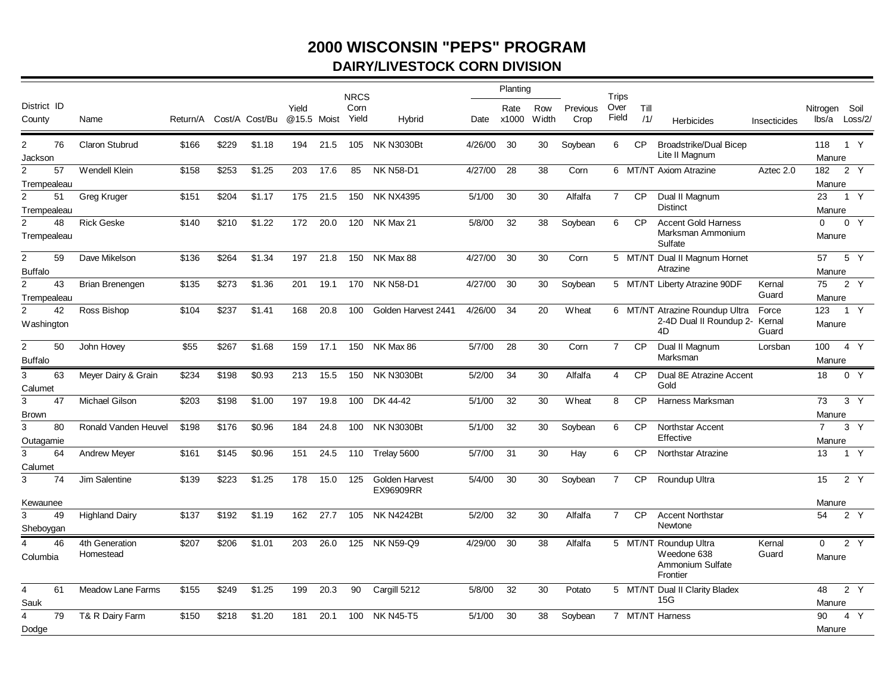# 2000 WISCONSIN "PEPS" PROGRAM

## DAIRY/LIVESTOCK CORN DIVISION

| District County | ID | Name | Return/A | Cost/A | Cost/Bu | Yield @15.5 | Moist | NRCS Corn Yield | Hybrid | Planting Date | Rate x1000 | Row Width | Previous Crop | Trips Over Field | Till /1/ | Herbicides | Insecticides | Nitrogen lbs/a | Soil Loss/2/ | |
|---|---|---|---|---|---|---|---|---|---|---|---|---|---|---|---|---|---|---|---|---|
| 2 Jackson | 76 | Claron Stubrud | $166 | $229 | $1.18 | 194 | 21.5 | 105 | NK N3030Bt | 4/26/00 | 30 | 30 | Soybean | 6 | CP | Broadstrike/Dual Bicep Lite II Magnum | | 118 Manure | 1 | Y |
| 2 Trempealeau | 57 | Wendell Klein | $158 | $253 | $1.25 | 203 | 17.6 | 85 | NK N58-D1 | 4/27/00 | 28 | 38 | Corn | 6 | MT/NT | Axiom Atrazine | Aztec 2.0 | 182 Manure | 2 | Y |
| 2 Trempealeau | 51 | Greg Kruger | $151 | $204 | $1.17 | 175 | 21.5 | 150 | NK NX4395 | 5/1/00 | 30 | 30 | Alfalfa | 7 | CP | Dual II Magnum Distinct | | 23 Manure | 1 | Y |
| 2 Trempealeau | 48 | Rick Geske | $140 | $210 | $1.22 | 172 | 20.0 | 120 | NK Max 21 | 5/8/00 | 32 | 38 | Soybean | 6 | CP | Accent Gold Harness Marksman Ammonium Sulfate | | 0 Manure | 0 | Y |
| 2 Buffalo | 59 | Dave Mikelson | $136 | $264 | $1.34 | 197 | 21.8 | 150 | NK Max 88 | 4/27/00 | 30 | 30 | Corn | 5 | MT/NT | Dual II Magnum Hornet Atrazine | | 57 Manure | 5 | Y |
| 2 Trempealeau | 43 | Brian Brenengen | $135 | $273 | $1.36 | 201 | 19.1 | 170 | NK N58-D1 | 4/27/00 | 30 | 30 | Soybean | 5 | MT/NT | Liberty Atrazine 90DF | Kernal Guard | 75 Manure | 2 | Y |
| 2 Washington | 42 | Ross Bishop | $104 | $237 | $1.41 | 168 | 20.8 | 100 | Golden Harvest 2441 | 4/26/00 | 34 | 20 | Wheat | 6 | MT/NT | Atrazine Roundup Ultra 2-4D Dual II Roundup 2-4D | Force Kernal Guard | 123 Manure | 1 | Y |
| 2 Buffalo | 50 | John Hovey | $55 | $267 | $1.68 | 159 | 17.1 | 150 | NK Max 86 | 5/7/00 | 28 | 30 | Corn | 7 | CP | Dual II Magnum Marksman | Lorsban | 100 Manure | 4 | Y |
| 3 Calumet | 63 | Meyer Dairy & Grain | $234 | $198 | $0.93 | 213 | 15.5 | 150 | NK N3030Bt | 5/2/00 | 34 | 30 | Alfalfa | 4 | CP | Dual 8E Atrazine Accent Gold | | 18 | 0 | Y |
| 3 Brown | 47 | Michael Gilson | $203 | $198 | $1.00 | 197 | 19.8 | 100 | DK 44-42 | 5/1/00 | 32 | 30 | Wheat | 8 | CP | Harness Marksman | | 73 Manure | 3 | Y |
| 3 Outagamie | 80 | Ronald Vanden Heuvel | $198 | $176 | $0.96 | 184 | 24.8 | 100 | NK N3030Bt | 5/1/00 | 32 | 30 | Soybean | 6 | CP | Northstar Accent Effective | | 7 Manure | 3 | Y |
| 3 Calumet | 64 | Andrew Meyer | $161 | $145 | $0.96 | 151 | 24.5 | 110 | Trelay 5600 | 5/7/00 | 31 | 30 | Hay | 6 | CP | Northstar Atrazine | | 13 | 1 | Y |
| 3 Kewaunee | 74 | Jim Salentine | $139 | $223 | $1.25 | 178 | 15.0 | 125 | Golden Harvest EX96909RR | 5/4/00 | 30 | 30 | Soybean | 7 | CP | Roundup Ultra | | 15 Manure | 2 | Y |
| 3 Sheboygan | 49 | Highland Dairy | $137 | $192 | $1.19 | 162 | 27.7 | 105 | NK N4242Bt | 5/2/00 | 32 | 30 | Alfalfa | 7 | CP | Accent Northstar Newtone | | 54 | 2 | Y |
| 4 Columbia | 46 | 4th Generation Homestead | $207 | $206 | $1.01 | 203 | 26.0 | 125 | NK N59-Q9 | 4/29/00 | 30 | 38 | Alfalfa | 5 | MT/NT | Roundup Ultra Weedone 638 Ammonium Sulfate Frontier | Kernal Guard | 0 Manure | 2 | Y |
| 4 Sauk | 61 | Meadow Lane Farms | $155 | $249 | $1.25 | 199 | 20.3 | 90 | Cargill 5212 | 5/8/00 | 32 | 30 | Potato | 5 | MT/NT | Dual II Clarity Bladex 15G | | 48 Manure | 2 | Y |
| 4 Dodge | 79 | T& R Dairy Farm | $150 | $218 | $1.20 | 181 | 20.1 | 100 | NK N45-T5 | 5/1/00 | 30 | 38 | Soybean | 7 | MT/NT | Harness | | 90 Manure | 4 | Y |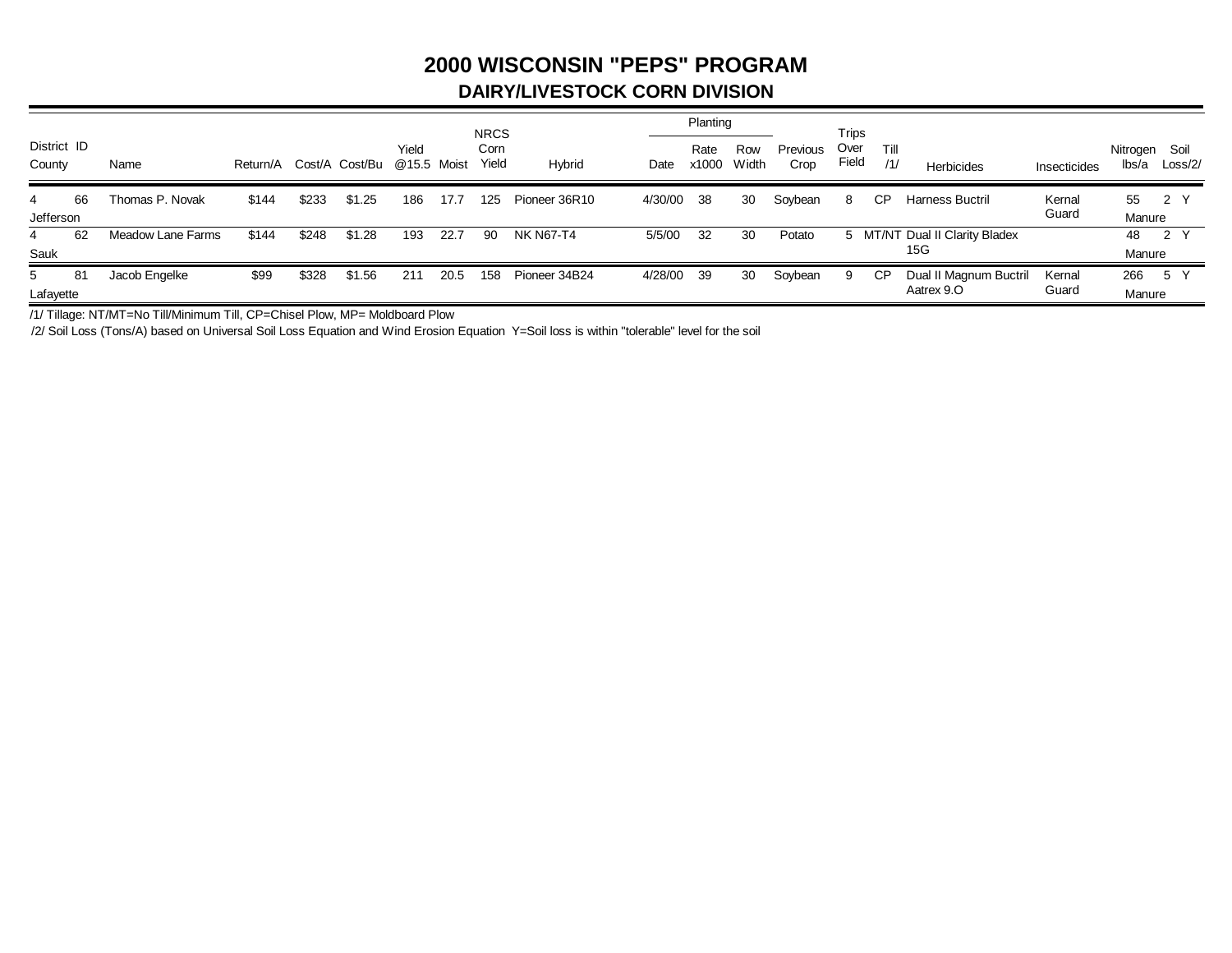# 2000 WISCONSIN "PEPS" PROGRAM

## DAIRY/LIVESTOCK CORN DIVISION

| District | ID | Name | Return/A | Cost/A | Cost/Bu | Yield @15.5 | Moist | NRCS Corn Yield | Hybrid | Planting Date | Planting Rate x1000 | Planting Row Width | Previous Crop | Trips Over Field | Till /1/ | Herbicides | Insecticides | Nitrogen lbs/a | Soil Loss/2/ | |
|---|---|---|---|---|---|---|---|---|---|---|---|---|---|---|---|---|---|---|---|---|
| County | | | | | | | | | | | | | | | | | | | | |
| 4 Jefferson | 66 | Thomas P. Novak | $144 | $233 | $1.25 | 186 | 17.7 | 125 | Pioneer 36R10 | 4/30/00 | 38 | 30 | Soybean | 8 | CP | Harness Buctril | Kernal Guard | 55 Manure | 2 | Y |
| 4 Sauk | 62 | Meadow Lane Farms | $144 | $248 | $1.28 | 193 | 22.7 | 90 | NK N67-T4 | 5/5/00 | 32 | 30 | Potato | 5 | MT/NT | Dual II Clarity Bladex 15G | | 48 Manure | 2 | Y |
| 5 Lafayette | 81 | Jacob Engelke | $99 | $328 | $1.56 | 211 | 20.5 | 158 | Pioneer 34B24 | 4/28/00 | 39 | 30 | Soybean | 9 | CP | Dual II Magnum Buctril Aatrex 9.O | Kernal Guard | 266 Manure | 5 | Y |

/1/ Tillage: NT/MT=No Till/Minimum Till, CP=Chisel Plow, MP= Moldboard Plow

/2/ Soil Loss (Tons/A) based on Universal Soil Loss Equation and Wind Erosion Equation Y=Soil loss is within "tolerable" level for the soil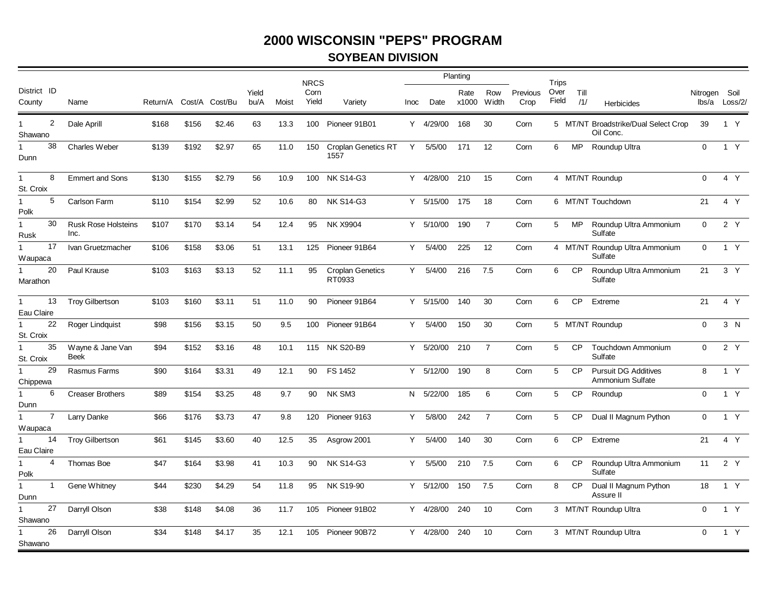# 2000 WISCONSIN "PEPS" PROGRAM

## SOYBEAN DIVISION

| District County | ID | Name | Return/A | Cost/A | Cost/Bu | Yield bu/A | Moist | NRCS Corn Yield | Variety | Planting Inoc | Planting Date | Planting Rate x1000 | Planting Row Width | Previous Crop | Trips Over Field | Till /1/ | Herbicides | Nitrogen lbs/a | Soil Loss/2/ | |
|---|---|---|---|---|---|---|---|---|---|---|---|---|---|---|---|---|---|---|---|---|
| 1 Shawano | 2 | Dale Aprill | $168 | $156 | $2.46 | 63 | 13.3 | 100 | Pioneer 91B01 | Y | 4/29/00 | 168 | 30 | Corn | 5 | MT/NT | Broadstrike/Dual Select Crop Oil Conc. | 39 | 1 | Y |
| 1 Dunn | 38 | Charles Weber | $139 | $192 | $2.97 | 65 | 11.0 | 150 | Croplan Genetics RT 1557 | Y | 5/5/00 | 171 | 12 | Corn | 6 | MP | Roundup Ultra | 0 | 1 | Y |
| 1 St. Croix | 8 | Emmert and Sons | $130 | $155 | $2.79 | 56 | 10.9 | 100 | NK S14-G3 | Y | 4/28/00 | 210 | 15 | Corn | 4 | MT/NT | Roundup | 0 | 4 | Y |
| 1 Polk | 5 | Carlson Farm | $110 | $154 | $2.99 | 52 | 10.6 | 80 | NK S14-G3 | Y | 5/15/00 | 175 | 18 | Corn | 6 | MT/NT | Touchdown | 21 | 4 | Y |
| 1 Rusk | 30 | Rusk Rose Holsteins Inc. | $107 | $170 | $3.14 | 54 | 12.4 | 95 | NK X9904 | Y | 5/10/00 | 190 | 7 | Corn | 5 | MP | Roundup Ultra Ammonium Sulfate | 0 | 2 | Y |
| 1 Waupaca | 17 | Ivan Gruetzmacher | $106 | $158 | $3.06 | 51 | 13.1 | 125 | Pioneer 91B64 | Y | 5/4/00 | 225 | 12 | Corn | 4 | MT/NT | Roundup Ultra Ammonium Sulfate | 0 | 1 | Y |
| 1 Marathon | 20 | Paul Krause | $103 | $163 | $3.13 | 52 | 11.1 | 95 | Croplan Genetics RT0933 | Y | 5/4/00 | 216 | 7.5 | Corn | 6 | CP | Roundup Ultra Ammonium Sulfate | 21 | 3 | Y |
| 1 Eau Claire | 13 | Troy Gilbertson | $103 | $160 | $3.11 | 51 | 11.0 | 90 | Pioneer 91B64 | Y | 5/15/00 | 140 | 30 | Corn | 6 | CP | Extreme | 21 | 4 | Y |
| 1 St. Croix | 22 | Roger Lindquist | $98 | $156 | $3.15 | 50 | 9.5 | 100 | Pioneer 91B64 | Y | 5/4/00 | 150 | 30 | Corn | 5 | MT/NT | Roundup | 0 | 3 | N |
| 1 St. Croix | 35 | Wayne & Jane Van Beek | $94 | $152 | $3.16 | 48 | 10.1 | 115 | NK S20-B9 | Y | 5/20/00 | 210 | 7 | Corn | 5 | CP | Touchdown Ammonium Sulfate | 0 | 2 | Y |
| 1 Chippewa | 29 | Rasmus Farms | $90 | $164 | $3.31 | 49 | 12.1 | 90 | FS 1452 | Y | 5/12/00 | 190 | 8 | Corn | 5 | CP | Pursuit DG Additives Ammonium Sulfate | 8 | 1 | Y |
| 1 Dunn | 6 | Creaser Brothers | $89 | $154 | $3.25 | 48 | 9.7 | 90 | NK SM3 | N | 5/22/00 | 185 | 6 | Corn | 5 | CP | Roundup | 0 | 1 | Y |
| 1 Waupaca | 7 | Larry Danke | $66 | $176 | $3.73 | 47 | 9.8 | 120 | Pioneer 9163 | Y | 5/8/00 | 242 | 7 | Corn | 5 | CP | Dual II Magnum Python | 0 | 1 | Y |
| 1 Eau Claire | 14 | Troy Gilbertson | $61 | $145 | $3.60 | 40 | 12.5 | 35 | Asgrow 2001 | Y | 5/4/00 | 140 | 30 | Corn | 6 | CP | Extreme | 21 | 4 | Y |
| 1 Polk | 4 | Thomas Boe | $47 | $164 | $3.98 | 41 | 10.3 | 90 | NK S14-G3 | Y | 5/5/00 | 210 | 7.5 | Corn | 6 | CP | Roundup Ultra Ammonium Sulfate | 11 | 2 | Y |
| 1 Dunn | 1 | Gene Whitney | $44 | $230 | $4.29 | 54 | 11.8 | 95 | NK S19-90 | Y | 5/12/00 | 150 | 7.5 | Corn | 8 | CP | Dual II Magnum Python Assure II | 18 | 1 | Y |
| 1 Shawano | 27 | Darryll Olson | $38 | $148 | $4.08 | 36 | 11.7 | 105 | Pioneer 91B02 | Y | 4/28/00 | 240 | 10 | Corn | 3 | MT/NT | Roundup Ultra | 0 | 1 | Y |
| 1 Shawano | 26 | Darryll Olson | $34 | $148 | $4.17 | 35 | 12.1 | 105 | Pioneer 90B72 | Y | 4/28/00 | 240 | 10 | Corn | 3 | MT/NT | Roundup Ultra | 0 | 1 | Y |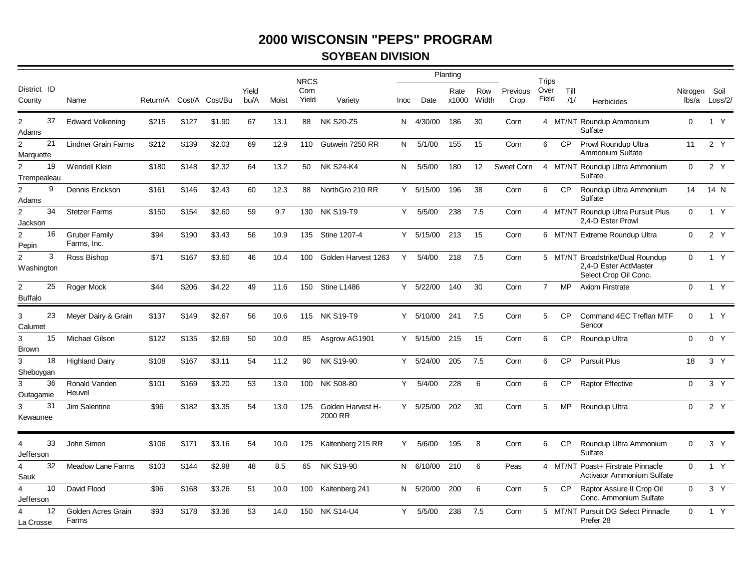# 2000 WISCONSIN "PEPS" PROGRAM

## SOYBEAN DIVISION

| District County | ID | Name | Return/A | Cost/A | Cost/Bu | Yield bu/A | Moist | NRCS Corn Yield | Variety | Planting Inoc | Planting Date | Planting Rate x1000 | Planting Row Width | Previous Crop | Trips Over Field | Till /1/ | Herbicides | Nitrogen lbs/a | Soil Loss/2/ | |
|---|---|---|---|---|---|---|---|---|---|---|---|---|---|---|---|---|---|---|---|---|
| 2 Adams | 37 | Edward Volkening | $215 | $127 | $1.90 | 67 | 13.1 | 88 | NK S20-Z5 | N | 4/30/00 | 186 | 30 | Corn | 4 | MT/NT | Roundup Ammonium Sulfate | 0 | 1 | Y |
| 2 Marquette | 21 | Lindner Grain Farms | $212 | $139 | $2.03 | 69 | 12.9 | 110 | Gutwein 7250 RR | N | 5/1/00 | 155 | 15 | Corn | 6 | CP | Prowl Roundup Ultra Ammonium Sulfate | 11 | 2 | Y |
| 2 Trempealeau | 19 | Wendell Klein | $180 | $148 | $2.32 | 64 | 13.2 | 50 | NK S24-K4 | N | 5/5/00 | 180 | 12 | Sweet Corn | 4 | MT/NT | Roundup Ultra Ammonium Sulfate | 0 | 2 | Y |
| 2 Adams | 9 | Dennis Erickson | $161 | $146 | $2.43 | 60 | 12.3 | 88 | NorthGro 210 RR | Y | 5/15/00 | 196 | 38 | Corn | 6 | CP | Roundup Ultra Ammonium Sulfate | 14 | 14 | N |
| 2 Jackson | 34 | Stetzer Farms | $150 | $154 | $2.60 | 59 | 9.7 | 130 | NK S19-T9 | Y | 5/5/00 | 238 | 7.5 | Corn | 4 | MT/NT | Roundup Ultra Pursuit Plus 2,4-D Ester Prowl | 0 | 1 | Y |
| 2 Pepin | 16 | Gruber Family Farms, Inc. | $94 | $190 | $3.43 | 56 | 10.9 | 135 | Stine 1207-4 | Y | 5/15/00 | 213 | 15 | Corn | 6 | MT/NT | Extreme Roundup Ultra | 0 | 2 | Y |
| 2 Washington | 3 | Ross Bishop | $71 | $167 | $3.60 | 46 | 10.4 | 100 | Golden Harvest 1263 | Y | 5/4/00 | 218 | 7.5 | Corn | 5 | MT/NT | Broadstrike/Dual Roundup 2,4-D Ester ActMaster Select Crop Oil Conc. | 0 | 1 | Y |
| 2 Buffalo | 25 | Roger Mock | $44 | $206 | $4.22 | 49 | 11.6 | 150 | Stine L1486 | Y | 5/22/00 | 140 | 30 | Corn | 7 | MP | Axiom Firstrate | 0 | 1 | Y |
| 3 Calumet | 23 | Meyer Dairy & Grain | $137 | $149 | $2.67 | 56 | 10.6 | 115 | NK S19-T9 | Y | 5/10/00 | 241 | 7.5 | Corn | 5 | CP | Command 4EC Treflan MTF Sencor | 0 | 1 | Y |
| 3 Brown | 15 | Michael Gilson | $122 | $135 | $2.69 | 50 | 10.0 | 85 | Asgrow AG1901 | Y | 5/15/00 | 215 | 15 | Corn | 6 | CP | Roundup Ultra | 0 | 0 | Y |
| 3 Sheboygan | 18 | Highland Dairy | $108 | $167 | $3.11 | 54 | 11.2 | 90 | NK S19-90 | Y | 5/24/00 | 205 | 7.5 | Corn | 6 | CP | Pursuit Plus | 18 | 3 | Y |
| 3 Outagamie | 36 | Ronald Vanden Heuvel | $101 | $169 | $3.20 | 53 | 13.0 | 100 | NK S08-80 | Y | 5/4/00 | 228 | 6 | Corn | 6 | CP | Raptor Effective | 0 | 3 | Y |
| 3 Kewaunee | 31 | Jim Salentine | $96 | $182 | $3.35 | 54 | 13.0 | 125 | Golden Harvest H-2000 RR | Y | 5/25/00 | 202 | 30 | Corn | 5 | MP | Roundup Ultra | 0 | 2 | Y |
| 4 Jefferson | 33 | John Simon | $106 | $171 | $3.16 | 54 | 10.0 | 125 | Kaltenberg 215 RR | Y | 5/6/00 | 195 | 8 | Corn | 6 | CP | Roundup Ultra Ammonium Sulfate | 0 | 3 | Y |
| 4 Sauk | 32 | Meadow Lane Farms | $103 | $144 | $2.98 | 48 | 8.5 | 65 | NK S19-90 | N | 6/10/00 | 210 | 6 | Peas | 4 | MT/NT | Poast+ Firstrate Pinnacle Activator Ammonium Sulfate | 0 | 1 | Y |
| 4 Jefferson | 10 | David Flood | $96 | $168 | $3.26 | 51 | 10.0 | 100 | Kaltenberg 241 | N | 5/20/00 | 200 | 6 | Corn | 5 | CP | Raptor Assure II Crop Oil Conc. Ammonium Sulfate | 0 | 3 | Y |
| 4 La Crosse | 12 | Golden Acres Grain Farms | $93 | $178 | $3.36 | 53 | 14.0 | 150 | NK S14-U4 | Y | 5/5/00 | 238 | 7.5 | Corn | 5 | MT/NT | Pursuit DG Select Pinnacle Prefer 28 | 0 | 1 | Y |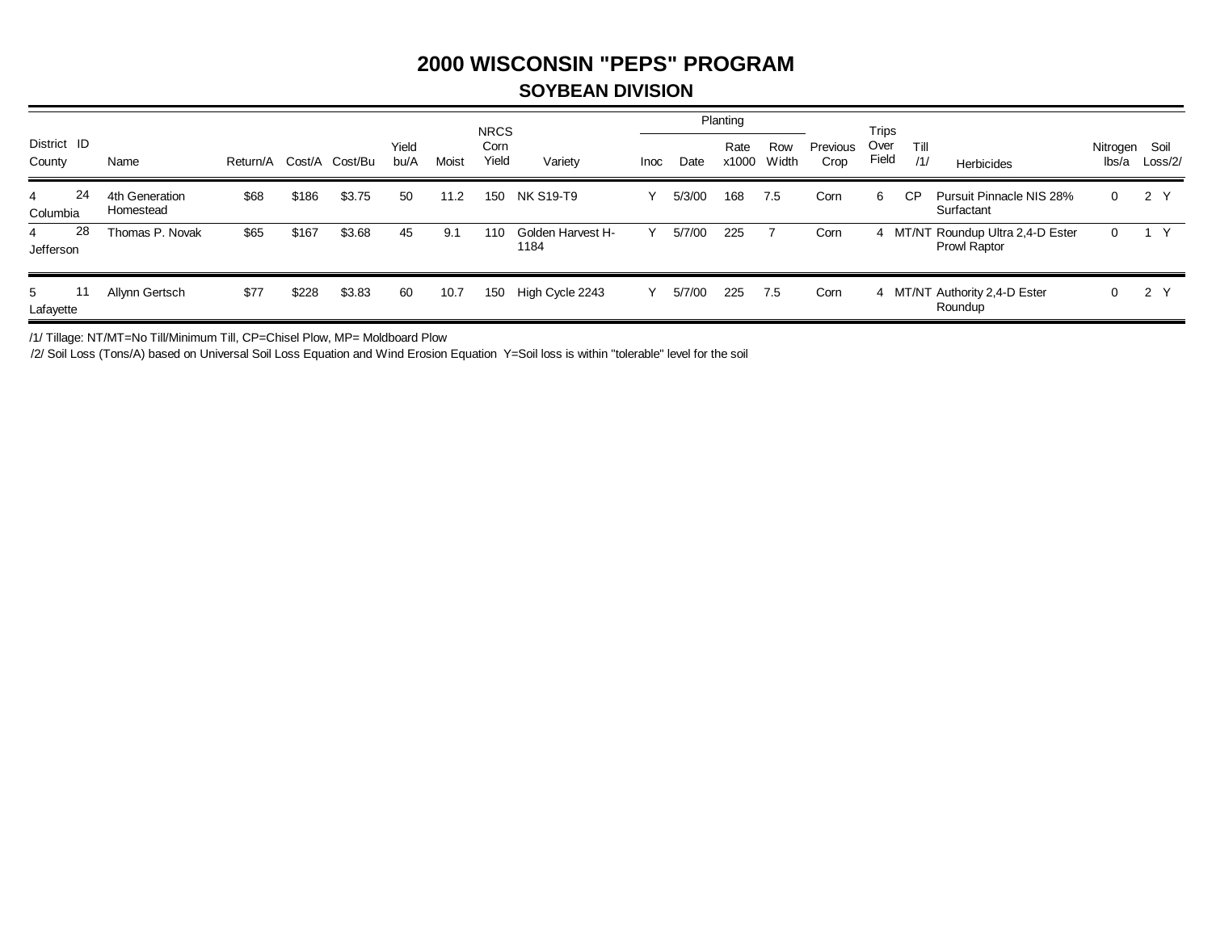# 2000 WISCONSIN "PEPS" PROGRAM

## SOYBEAN DIVISION

| District County | ID | Name | Return/A | Cost/A | Cost/Bu | Yield bu/A | Moist | NRCS Corn Yield | Variety | Planting Inoc | Planting Date | Planting Rate x1000 | Planting Row Width | Previous Crop | Trips Over Field | Till /1/ | Herbicides | Nitrogen lbs/a | Soil Loss/2/ |
|---|---|---|---|---|---|---|---|---|---|---|---|---|---|---|---|---|---|---|---|
| 4 Columbia | 24 | 4th Generation Homestead | $68 | $186 | $3.75 | 50 | 11.2 | 150 | NK S19-T9 | Y | 5/3/00 | 168 | 7.5 | Corn | 6 | CP | Pursuit Pinnacle NIS 28% Surfactant | 0 | 2 Y |
| 4 Jefferson | 28 | Thomas P. Novak | $65 | $167 | $3.68 | 45 | 9.1 | 110 | Golden Harvest H-1184 | Y | 5/7/00 | 225 | 7 | Corn | 4 | MT/NT | Roundup Ultra 2,4-D Ester Prowl Raptor | 0 | 1 Y |
| 5 Lafayette | 11 | Allynn Gertsch | $77 | $228 | $3.83 | 60 | 10.7 | 150 | High Cycle 2243 | Y | 5/7/00 | 225 | 7.5 | Corn | 4 | MT/NT | Authority 2,4-D Ester Roundup | 0 | 2 Y |

/1/ Tillage: NT/MT=No Till/Minimum Till, CP=Chisel Plow, MP= Moldboard Plow

/2/ Soil Loss (Tons/A) based on Universal Soil Loss Equation and Wind Erosion Equation Y=Soil loss is within "tolerable" level for the soil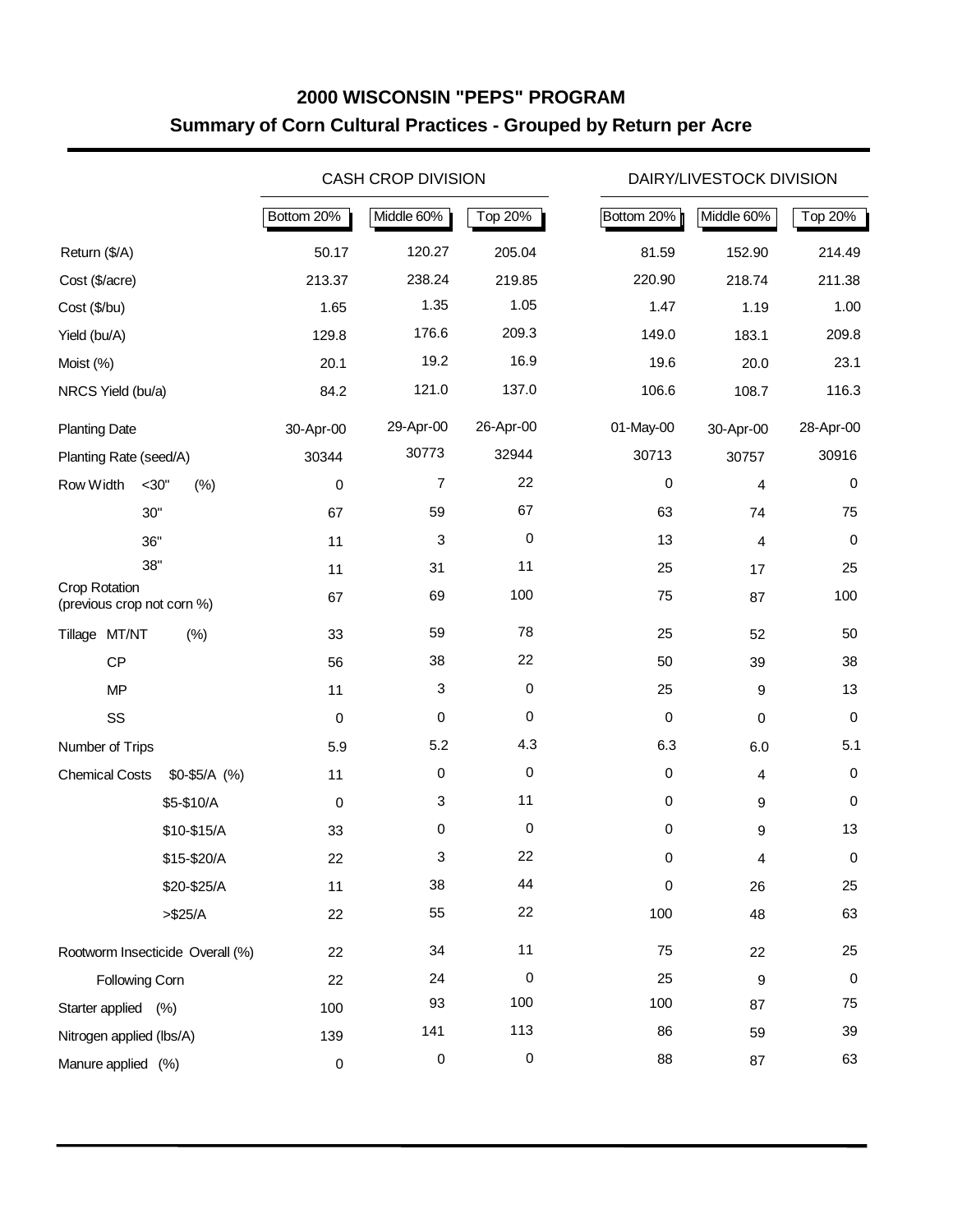# 2000 WISCONSIN "PEPS" PROGRAM

## Summary of Corn Cultural Practices - Grouped by Return per Acre

| | CASH CROP DIVISION | | | DAIRY/LIVESTOCK DIVISION | | |
|---|---|---|---|---|---|---|
| | Bottom 20% | Middle 60% | Top 20% | Bottom 20% | Middle 60% | Top 20% |
| Return ($/A) | 50.17 | 120.27 | 205.04 | 81.59 | 152.90 | 214.49 |
| Cost ($/acre) | 213.37 | 238.24 | 219.85 | 220.90 | 218.74 | 211.38 |
| Cost ($/bu) | 1.65 | 1.35 | 1.05 | 1.47 | 1.19 | 1.00 |
| Yield (bu/A) | 129.8 | 176.6 | 209.3 | 149.0 | 183.1 | 209.8 |
| Moist (%) | 20.1 | 19.2 | 16.9 | 19.6 | 20.0 | 23.1 |
| NRCS Yield (bu/a) | 84.2 | 121.0 | 137.0 | 106.6 | 108.7 | 116.3 |
| Planting Date | 30-Apr-00 | 29-Apr-00 | 26-Apr-00 | 01-May-00 | 30-Apr-00 | 28-Apr-00 |
| Planting Rate (seed/A) | 30344 | 30773 | 32944 | 30713 | 30757 | 30916 |
| Row Width <30" (%) | 0 | 7 | 22 | 0 | 4 | 0 |
| 30" | 67 | 59 | 67 | 63 | 74 | 75 |
| 36" | 11 | 3 | 0 | 13 | 4 | 0 |
| 38" | 11 | 31 | 11 | 25 | 17 | 25 |
| Crop Rotation (previous crop not corn %) | 67 | 69 | 100 | 75 | 87 | 100 |
| Tillage MT/NT (%) | 33 | 59 | 78 | 25 | 52 | 50 |
| CP | 56 | 38 | 22 | 50 | 39 | 38 |
| MP | 11 | 3 | 0 | 25 | 9 | 13 |
| SS | 0 | 0 | 0 | 0 | 0 | 0 |
| Number of Trips | 5.9 | 5.2 | 4.3 | 6.3 | 6.0 | 5.1 |
| Chemical Costs $0-$5/A (%) | 11 | 0 | 0 | 0 | 4 | 0 |
| $5-$10/A | 0 | 3 | 11 | 0 | 9 | 0 |
| $10-$15/A | 33 | 0 | 0 | 0 | 9 | 13 |
| $15-$20/A | 22 | 3 | 22 | 0 | 4 | 0 |
| $20-$25/A | 11 | 38 | 44 | 0 | 26 | 25 |
| >$25/A | 22 | 55 | 22 | 100 | 48 | 63 |
| Rootworm Insecticide Overall (%) | 22 | 34 | 11 | 75 | 22 | 25 |
| Following Corn | 22 | 24 | 0 | 25 | 9 | 0 |
| Starter applied (%) | 100 | 93 | 100 | 100 | 87 | 75 |
| Nitrogen applied (lbs/A) | 139 | 141 | 113 | 86 | 59 | 39 |
| Manure applied (%) | 0 | 0 | 0 | 88 | 87 | 63 |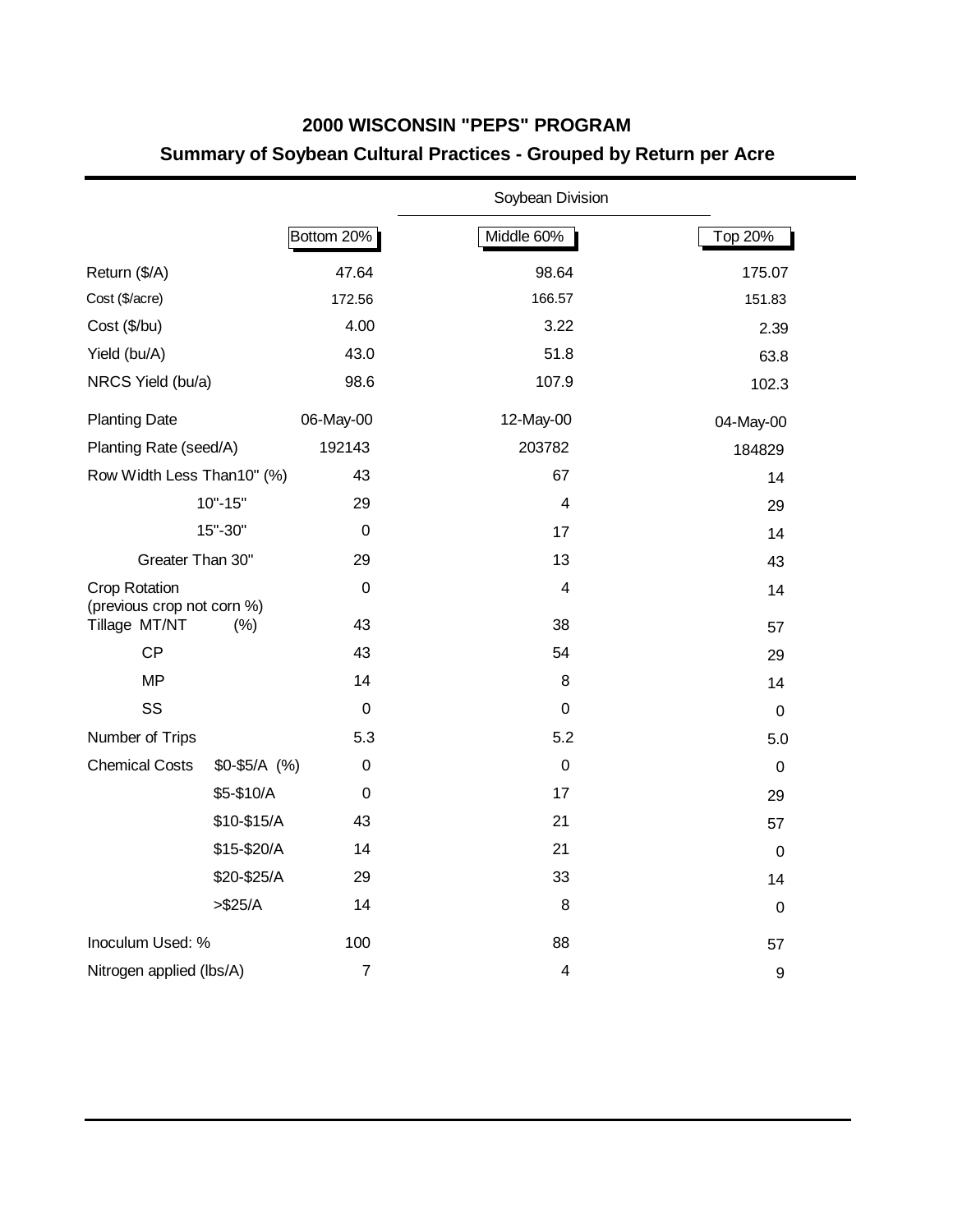# 2000 WISCONSIN "PEPS" PROGRAM

## Summary of Soybean Cultural Practices - Grouped by Return per Acre

| | | Soybean Division | |
|---|---|---|---|
| | Bottom 20% | Middle 60% | Top 20% |
| Return ($/A) | 47.64 | 98.64 | 175.07 |
| Cost ($/acre) | 172.56 | 166.57 | 151.83 |
| Cost ($/bu) | 4.00 | 3.22 | 2.39 |
| Yield (bu/A) | 43.0 | 51.8 | 63.8 |
| NRCS Yield (bu/a) | 98.6 | 107.9 | 102.3 |
| Planting Date | 06-May-00 | 12-May-00 | 04-May-00 |
| Planting Rate (seed/A) | 192143 | 203782 | 184829 |
| Row Width Less Than10" (%) | 43 | 67 | 14 |
| 10"-15" | 29 | 4 | 29 |
| 15"-30" | 0 | 17 | 14 |
| Greater Than 30" | 29 | 13 | 43 |
| Crop Rotation (previous crop not corn %) | 0 | 4 | 14 |
| Tillage MT/NT (%) | 43 | 38 | 57 |
| CP | 43 | 54 | 29 |
| MP | 14 | 8 | 14 |
| SS | 0 | 0 | 0 |
| Number of Trips | 5.3 | 5.2 | 5.0 |
| Chemical Costs $0-$5/A (%) | 0 | 0 | 0 |
| $5-$10/A | 0 | 17 | 29 |
| $10-$15/A | 43 | 21 | 57 |
| $15-$20/A | 14 | 21 | 0 |
| $20-$25/A | 29 | 33 | 14 |
| >$25/A | 14 | 8 | 0 |
| Inoculum Used: % | 100 | 88 | 57 |
| Nitrogen applied (lbs/A) | 7 | 4 | 9 |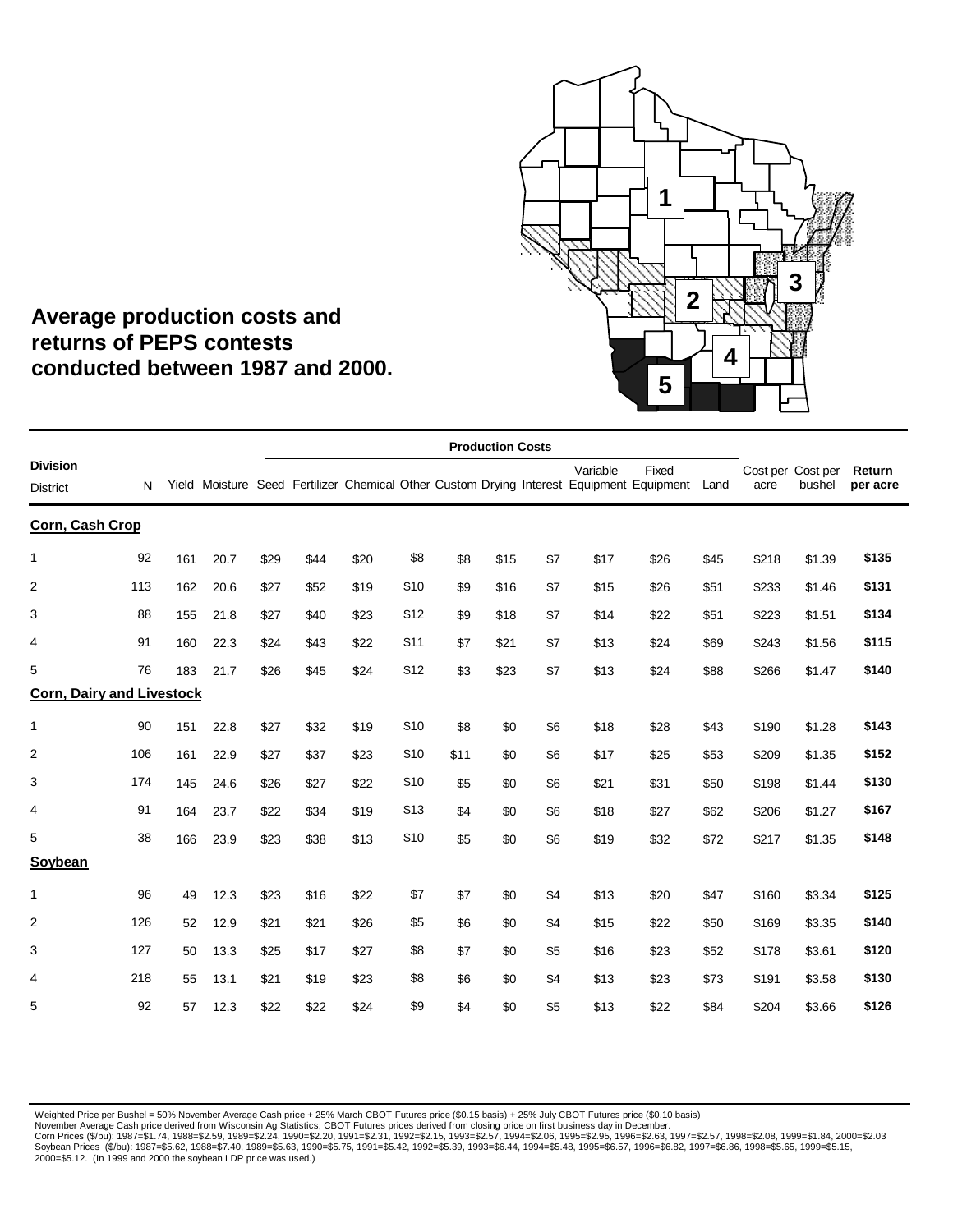## Average production costs and returns of PEPS contests conducted between 1987 and 2000.

| Division District | N | Yield | Moisture | Seed | Fertilizer | Chemical | Other | Custom | Drying | Interest | Variable Equipment | Fixed Equipment | Land | Cost per acre | Cost per bushel | Return per acre |
|---|---|---|---|---|---|---|---|---|---|---|---|---|---|---|---|---|
| | | | | Production Costs | | | | | | | | | | | | |
| **Corn, Cash Crop** | | | | | | | | | | | | | | | | |
| 1 | 92 | 161 | 20.7 | $29 | $44 | $20 | $8 | $8 | $15 | $7 | $17 | $26 | $45 | $218 | $1.39 | $135 |
| 2 | 113 | 162 | 20.6 | $27 | $52 | $19 | $10 | $9 | $16 | $7 | $15 | $26 | $51 | $233 | $1.46 | $131 |
| 3 | 88 | 155 | 21.8 | $27 | $40 | $23 | $12 | $9 | $18 | $7 | $14 | $22 | $51 | $223 | $1.51 | $134 |
| 4 | 91 | 160 | 22.3 | $24 | $43 | $22 | $11 | $7 | $21 | $7 | $13 | $24 | $69 | $243 | $1.56 | $115 |
| 5 | 76 | 183 | 21.7 | $26 | $45 | $24 | $12 | $3 | $23 | $7 | $13 | $24 | $88 | $266 | $1.47 | $140 |
| **Corn, Dairy and Livestock** | | | | | | | | | | | | | | | | |
| 1 | 90 | 151 | 22.8 | $27 | $32 | $19 | $10 | $8 | $0 | $6 | $18 | $28 | $43 | $190 | $1.28 | $143 |
| 2 | 106 | 161 | 22.9 | $27 | $37 | $23 | $10 | $11 | $0 | $6 | $17 | $25 | $53 | $209 | $1.35 | $152 |
| 3 | 174 | 145 | 24.6 | $26 | $27 | $22 | $10 | $5 | $0 | $6 | $21 | $31 | $50 | $198 | $1.44 | $130 |
| 4 | 91 | 164 | 23.7 | $22 | $34 | $19 | $13 | $4 | $0 | $6 | $18 | $27 | $62 | $206 | $1.27 | $167 |
| 5 | 38 | 166 | 23.9 | $23 | $38 | $13 | $10 | $5 | $0 | $6 | $19 | $32 | $72 | $217 | $1.35 | $148 |
| **Soybean** | | | | | | | | | | | | | | | | |
| 1 | 96 | 49 | 12.3 | $23 | $16 | $22 | $7 | $7 | $0 | $4 | $13 | $20 | $47 | $160 | $3.34 | $125 |
| 2 | 126 | 52 | 12.9 | $21 | $21 | $26 | $5 | $6 | $0 | $4 | $15 | $22 | $50 | $169 | $3.35 | $140 |
| 3 | 127 | 50 | 13.3 | $25 | $17 | $27 | $8 | $7 | $0 | $5 | $16 | $23 | $52 | $178 | $3.61 | $120 |
| 4 | 218 | 55 | 13.1 | $21 | $19 | $23 | $8 | $6 | $0 | $4 | $13 | $23 | $73 | $191 | $3.58 | $130 |
| 5 | 92 | 57 | 12.3 | $22 | $22 | $24 | $9 | $4 | $0 | $5 | $13 | $22 | $84 | $204 | $3.66 | $126 |

Weighted Price per Bushel = 50% November Average Cash price + 25% March CBOT Futures price ($0.15 basis) + 25% July CBOT Futures price ($0.10 basis)
November Average Cash price derived from Wisconsin Ag Statistics; CBOT Futures prices derived from closing price on first business day in December.
Corn Prices ($/bu): 1987=$1.74, 1988=$2.59, 1989=$2.24, 1990=$2.20, 1991=$2.31, 1992=$2.15, 1993=$2.57, 1994=$2.06, 1995=$2.95, 1996=$2.63, 1997=$2.57, 1998=$2.08, 1999=$1.84, 2000=$2.03
Soybean Prices ($/bu): 1987=$5.62, 1988=$7.40, 1989=$5.63, 1990=$5.75, 1991=$5.42, 1992=$5.39, 1993=$6.44, 1994=$5.48, 1995=$6.57, 1996=$6.82, 1997=$6.86, 1998=$5.65, 1999=$5.15, 2000=$5.12. (In 1999 and 2000 the soybean LDP price was used.)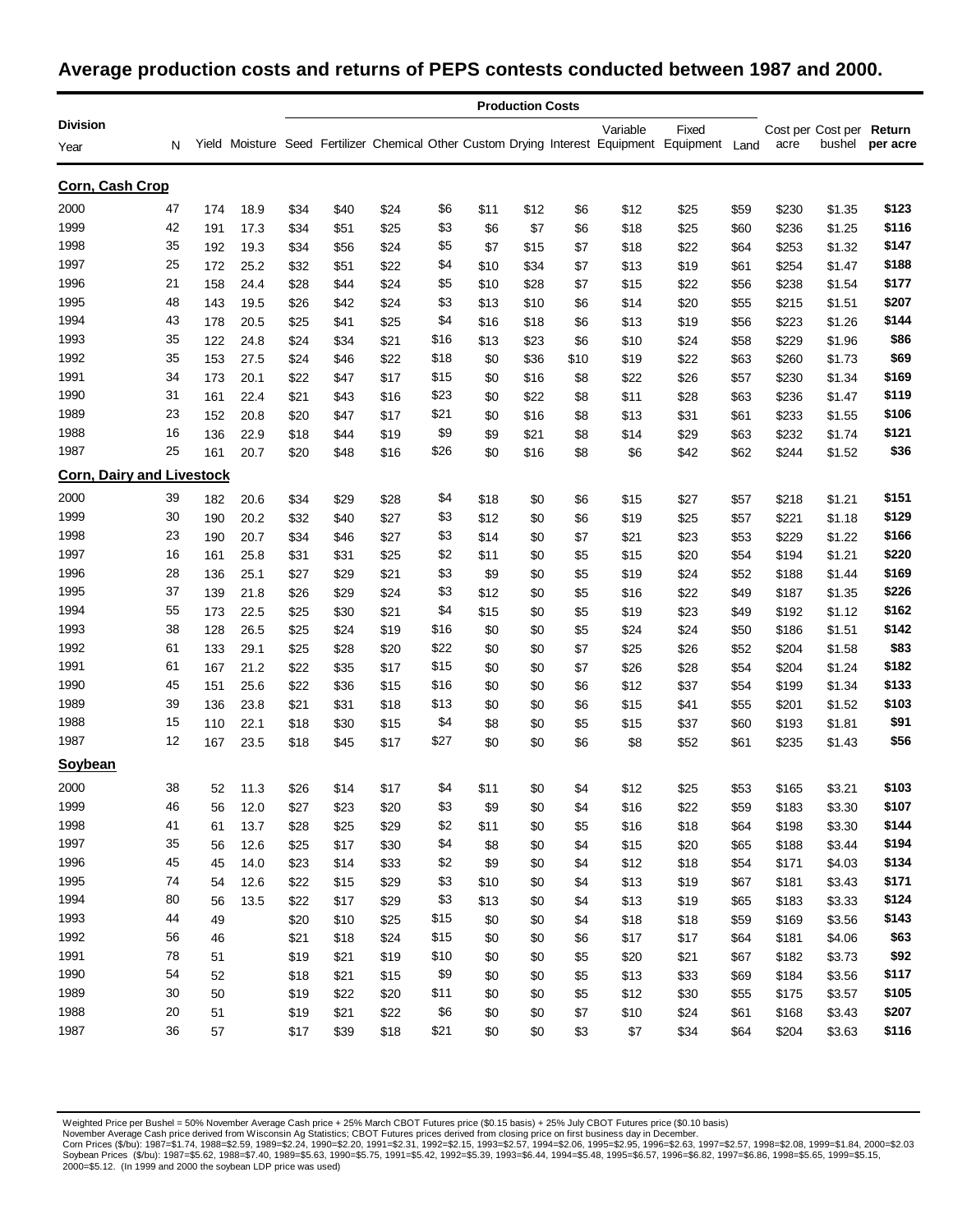## Average production costs and returns of PEPS contests conducted between 1987 and 2000.

| Division Year | N | Yield | Moisture | Production Costs Seed | Fertilizer | Chemical | Other | Custom | Drying | Interest | Variable Equipment | Fixed Equipment | Land | Cost per acre | Cost per bushel | Return per acre |
|---|---|---|---|---|---|---|---|---|---|---|---|---|---|---|---|---|
| **Corn, Cash Crop** | | | | | | | | | | | | | | | | |
| 2000 | 47 | 174 | 18.9 | $34 | $40 | $24 | $6 | $11 | $12 | $6 | $12 | $25 | $59 | $230 | $1.35 | $123 |
| 1999 | 42 | 191 | 17.3 | $34 | $51 | $25 | $3 | $6 | $7 | $6 | $18 | $25 | $60 | $236 | $1.25 | $116 |
| 1998 | 35 | 192 | 19.3 | $34 | $56 | $24 | $5 | $7 | $15 | $7 | $18 | $22 | $64 | $253 | $1.32 | $147 |
| 1997 | 25 | 172 | 25.2 | $32 | $51 | $22 | $4 | $10 | $34 | $7 | $13 | $19 | $61 | $254 | $1.47 | $188 |
| 1996 | 21 | 158 | 24.4 | $28 | $44 | $24 | $5 | $10 | $28 | $7 | $15 | $22 | $56 | $238 | $1.54 | $177 |
| 1995 | 48 | 143 | 19.5 | $26 | $42 | $24 | $3 | $13 | $10 | $6 | $14 | $20 | $55 | $215 | $1.51 | $207 |
| 1994 | 43 | 178 | 20.5 | $25 | $41 | $25 | $4 | $16 | $18 | $6 | $13 | $19 | $56 | $223 | $1.26 | $144 |
| 1993 | 35 | 122 | 24.8 | $24 | $34 | $21 | $16 | $13 | $23 | $6 | $10 | $24 | $58 | $229 | $1.96 | $86 |
| 1992 | 35 | 153 | 27.5 | $24 | $46 | $22 | $18 | $0 | $36 | $10 | $19 | $22 | $63 | $260 | $1.73 | $69 |
| 1991 | 34 | 173 | 20.1 | $22 | $47 | $17 | $15 | $0 | $16 | $8 | $22 | $26 | $57 | $230 | $1.34 | $169 |
| 1990 | 31 | 161 | 22.4 | $21 | $43 | $16 | $23 | $0 | $22 | $8 | $11 | $28 | $63 | $236 | $1.47 | $119 |
| 1989 | 23 | 152 | 20.8 | $20 | $47 | $17 | $21 | $0 | $16 | $8 | $13 | $31 | $61 | $233 | $1.55 | $106 |
| 1988 | 16 | 136 | 22.9 | $18 | $44 | $19 | $9 | $9 | $21 | $8 | $14 | $29 | $63 | $232 | $1.74 | $121 |
| 1987 | 25 | 161 | 20.7 | $20 | $48 | $16 | $26 | $0 | $16 | $8 | $6 | $42 | $62 | $244 | $1.52 | $36 |
| **Corn, Dairy and Livestock** | | | | | | | | | | | | | | | | |
| 2000 | 39 | 182 | 20.6 | $34 | $29 | $28 | $4 | $18 | $0 | $6 | $15 | $27 | $57 | $218 | $1.21 | $151 |
| 1999 | 30 | 190 | 20.2 | $32 | $40 | $27 | $3 | $12 | $0 | $6 | $19 | $25 | $57 | $221 | $1.18 | $129 |
| 1998 | 23 | 190 | 20.7 | $34 | $46 | $27 | $3 | $14 | $0 | $7 | $21 | $23 | $53 | $229 | $1.22 | $166 |
| 1997 | 16 | 161 | 25.8 | $31 | $31 | $25 | $2 | $11 | $0 | $5 | $15 | $20 | $54 | $194 | $1.21 | $220 |
| 1996 | 28 | 136 | 25.1 | $27 | $29 | $21 | $3 | $9 | $0 | $5 | $19 | $24 | $52 | $188 | $1.44 | $169 |
| 1995 | 37 | 139 | 21.8 | $26 | $29 | $24 | $3 | $12 | $0 | $5 | $16 | $22 | $49 | $187 | $1.35 | $226 |
| 1994 | 55 | 173 | 22.5 | $25 | $30 | $21 | $4 | $15 | $0 | $5 | $19 | $23 | $49 | $192 | $1.12 | $162 |
| 1993 | 38 | 128 | 26.5 | $25 | $24 | $19 | $16 | $0 | $0 | $5 | $24 | $24 | $50 | $186 | $1.51 | $142 |
| 1992 | 61 | 133 | 29.1 | $25 | $28 | $20 | $22 | $0 | $0 | $7 | $25 | $26 | $52 | $204 | $1.58 | $83 |
| 1991 | 61 | 167 | 21.2 | $22 | $35 | $17 | $15 | $0 | $0 | $7 | $26 | $28 | $54 | $204 | $1.24 | $182 |
| 1990 | 45 | 151 | 25.6 | $22 | $36 | $15 | $16 | $0 | $0 | $6 | $12 | $37 | $54 | $199 | $1.34 | $133 |
| 1989 | 39 | 136 | 23.8 | $21 | $31 | $18 | $13 | $0 | $0 | $6 | $15 | $41 | $55 | $201 | $1.52 | $103 |
| 1988 | 15 | 110 | 22.1 | $18 | $30 | $15 | $4 | $8 | $0 | $5 | $15 | $37 | $60 | $193 | $1.81 | $91 |
| 1987 | 12 | 167 | 23.5 | $18 | $45 | $17 | $27 | $0 | $0 | $6 | $8 | $52 | $61 | $235 | $1.43 | $56 |
| **Soybean** | | | | | | | | | | | | | | | | |
| 2000 | 38 | 52 | 11.3 | $26 | $14 | $17 | $4 | $11 | $0 | $4 | $12 | $25 | $53 | $165 | $3.21 | $103 |
| 1999 | 46 | 56 | 12.0 | $27 | $23 | $20 | $3 | $9 | $0 | $4 | $16 | $22 | $59 | $183 | $3.30 | $107 |
| 1998 | 41 | 61 | 13.7 | $28 | $25 | $29 | $2 | $11 | $0 | $5 | $16 | $18 | $64 | $198 | $3.30 | $144 |
| 1997 | 35 | 56 | 12.6 | $25 | $17 | $30 | $4 | $8 | $0 | $4 | $15 | $20 | $65 | $188 | $3.44 | $194 |
| 1996 | 45 | 45 | 14.0 | $23 | $14 | $33 | $2 | $9 | $0 | $4 | $12 | $18 | $54 | $171 | $4.03 | $134 |
| 1995 | 74 | 54 | 12.6 | $22 | $15 | $29 | $3 | $10 | $0 | $4 | $13 | $19 | $67 | $181 | $3.43 | $171 |
| 1994 | 80 | 56 | 13.5 | $22 | $17 | $29 | $3 | $13 | $0 | $4 | $13 | $19 | $65 | $183 | $3.33 | $124 |
| 1993 | 44 | 49 | | $20 | $10 | $25 | $15 | $0 | $0 | $4 | $18 | $18 | $59 | $169 | $3.56 | $143 |
| 1992 | 56 | 46 | | $21 | $18 | $24 | $15 | $0 | $0 | $6 | $17 | $17 | $64 | $181 | $4.06 | $63 |
| 1991 | 78 | 51 | | $19 | $21 | $19 | $10 | $0 | $0 | $5 | $20 | $21 | $67 | $182 | $3.73 | $92 |
| 1990 | 54 | 52 | | $18 | $21 | $15 | $9 | $0 | $0 | $5 | $13 | $33 | $69 | $184 | $3.56 | $117 |
| 1989 | 30 | 50 | | $19 | $22 | $20 | $11 | $0 | $0 | $5 | $12 | $30 | $55 | $175 | $3.57 | $105 |
| 1988 | 20 | 51 | | $19 | $21 | $22 | $6 | $0 | $0 | $7 | $10 | $24 | $61 | $168 | $3.43 | $207 |
| 1987 | 36 | 57 | | $17 | $39 | $18 | $21 | $0 | $0 | $3 | $7 | $34 | $64 | $204 | $3.63 | $116 |

Weighted Price per Bushel = 50% November Average Cash price + 25% March CBOT Futures price ($0.15 basis) + 25% July CBOT Futures price ($0.10 basis)
November Average Cash price derived from Wisconsin Ag Statistics; CBOT Futures prices derived from closing price on first business day in December.
Corn Prices ($/bu): 1987=$1.74, 1988=$2.59, 1989=$2.24, 1990=$2.20, 1991=$2.31, 1992=$2.15, 1993=$2.57, 1994=$2.06, 1995=$2.95, 1996=$2.63, 1997=$2.57, 1998=$2.08, 1999=$1.84, 2000=$2.03
Soybean Prices ($/bu): 1987=$5.62, 1988=$7.40, 1989=$5.63, 1990=$5.75, 1991=$5.42, 1992=$5.39, 1993=$6.44, 1994=$5.48, 1995=$6.57, 1996=$6.82, 1997=$6.86, 1998=$5.65, 1999=$5.15, 2000=$5.12. (In 1999 and 2000 the soybean LDP price was used)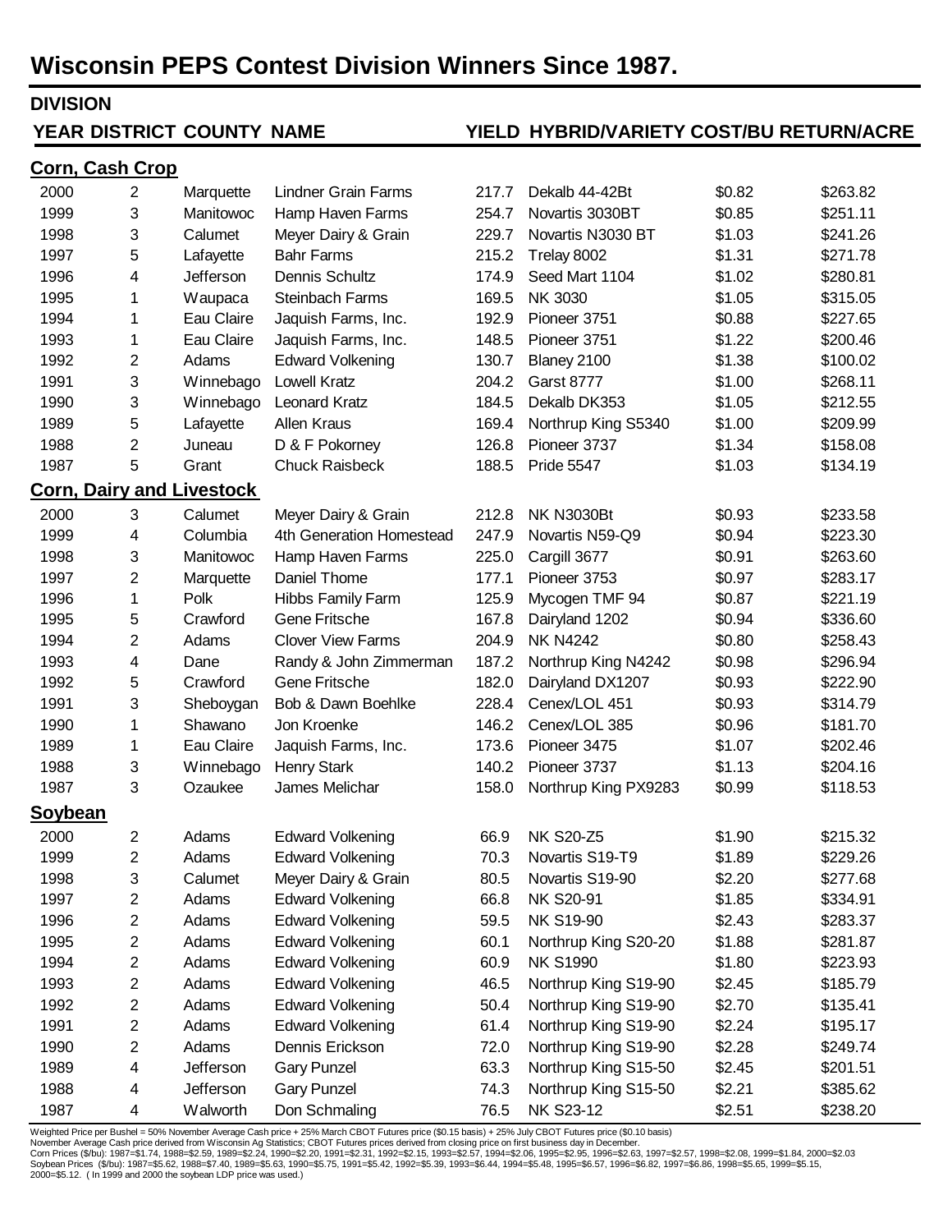# Wisconsin PEPS Contest Division Winners Since 1987.

| DIVISION | | | | | | | |
|---|---|---|---|---|---|---|---|
| YEAR | DISTRICT | COUNTY | NAME | YIELD | HYBRID/VARIETY | COST/BU | RETURN/ACRE |
| **Corn, Cash Crop** | | | | | | | |
| 2000 | 2 | Marquette | Lindner Grain Farms | 217.7 | Dekalb 44-42Bt | $0.82 | $263.82 |
| 1999 | 3 | Manitowoc | Hamp Haven Farms | 254.7 | Novartis 3030BT | $0.85 | $251.11 |
| 1998 | 3 | Calumet | Meyer Dairy & Grain | 229.7 | Novartis N3030 BT | $1.03 | $241.26 |
| 1997 | 5 | Lafayette | Bahr Farms | 215.2 | Trelay 8002 | $1.31 | $271.78 |
| 1996 | 4 | Jefferson | Dennis Schultz | 174.9 | Seed Mart 1104 | $1.02 | $280.81 |
| 1995 | 1 | Waupaca | Steinbach Farms | 169.5 | NK 3030 | $1.05 | $315.05 |
| 1994 | 1 | Eau Claire | Jaquish Farms, Inc. | 192.9 | Pioneer 3751 | $0.88 | $227.65 |
| 1993 | 1 | Eau Claire | Jaquish Farms, Inc. | 148.5 | Pioneer 3751 | $1.22 | $200.46 |
| 1992 | 2 | Adams | Edward Volkening | 130.7 | Blaney 2100 | $1.38 | $100.02 |
| 1991 | 3 | Winnebago | Lowell Kratz | 204.2 | Garst 8777 | $1.00 | $268.11 |
| 1990 | 3 | Winnebago | Leonard Kratz | 184.5 | Dekalb DK353 | $1.05 | $212.55 |
| 1989 | 5 | Lafayette | Allen Kraus | 169.4 | Northrup King S5340 | $1.00 | $209.99 |
| 1988 | 2 | Juneau | D & F Pokorney | 126.8 | Pioneer 3737 | $1.34 | $158.08 |
| 1987 | 5 | Grant | Chuck Raisbeck | 188.5 | Pride 5547 | $1.03 | $134.19 |
| **Corn, Dairy and Livestock** | | | | | | | |
| 2000 | 3 | Calumet | Meyer Dairy & Grain | 212.8 | NK N3030Bt | $0.93 | $233.58 |
| 1999 | 4 | Columbia | 4th Generation Homestead | 247.9 | Novartis N59-Q9 | $0.94 | $223.30 |
| 1998 | 3 | Manitowoc | Hamp Haven Farms | 225.0 | Cargill 3677 | $0.91 | $263.60 |
| 1997 | 2 | Marquette | Daniel Thome | 177.1 | Pioneer 3753 | $0.97 | $283.17 |
| 1996 | 1 | Polk | Hibbs Family Farm | 125.9 | Mycogen TMF 94 | $0.87 | $221.19 |
| 1995 | 5 | Crawford | Gene Fritsche | 167.8 | Dairyland 1202 | $0.94 | $336.60 |
| 1994 | 2 | Adams | Clover View Farms | 204.9 | NK N4242 | $0.80 | $258.43 |
| 1993 | 4 | Dane | Randy & John Zimmerman | 187.2 | Northrup King N4242 | $0.98 | $296.94 |
| 1992 | 5 | Crawford | Gene Fritsche | 182.0 | Dairyland DX1207 | $0.93 | $222.90 |
| 1991 | 3 | Sheboygan | Bob & Dawn Boehlke | 228.4 | Cenex/LOL 451 | $0.93 | $314.79 |
| 1990 | 1 | Shawano | Jon Kroenke | 146.2 | Cenex/LOL 385 | $0.96 | $181.70 |
| 1989 | 1 | Eau Claire | Jaquish Farms, Inc. | 173.6 | Pioneer 3475 | $1.07 | $202.46 |
| 1988 | 3 | Winnebago | Henry Stark | 140.2 | Pioneer 3737 | $1.13 | $204.16 |
| 1987 | 3 | Ozaukee | James Melichar | 158.0 | Northrup King PX9283 | $0.99 | $118.53 |
| **Soybean** | | | | | | | |
| 2000 | 2 | Adams | Edward Volkening | 66.9 | NK S20-Z5 | $1.90 | $215.32 |
| 1999 | 2 | Adams | Edward Volkening | 70.3 | Novartis S19-T9 | $1.89 | $229.26 |
| 1998 | 3 | Calumet | Meyer Dairy & Grain | 80.5 | Novartis S19-90 | $2.20 | $277.68 |
| 1997 | 2 | Adams | Edward Volkening | 66.8 | NK S20-91 | $1.85 | $334.91 |
| 1996 | 2 | Adams | Edward Volkening | 59.5 | NK S19-90 | $2.43 | $283.37 |
| 1995 | 2 | Adams | Edward Volkening | 60.1 | Northrup King S20-20 | $1.88 | $281.87 |
| 1994 | 2 | Adams | Edward Volkening | 60.9 | NK S1990 | $1.80 | $223.93 |
| 1993 | 2 | Adams | Edward Volkening | 46.5 | Northrup King S19-90 | $2.45 | $185.79 |
| 1992 | 2 | Adams | Edward Volkening | 50.4 | Northrup King S19-90 | $2.70 | $135.41 |
| 1991 | 2 | Adams | Edward Volkening | 61.4 | Northrup King S19-90 | $2.24 | $195.17 |
| 1990 | 2 | Adams | Dennis Erickson | 72.0 | Northrup King S19-90 | $2.28 | $249.74 |
| 1989 | 4 | Jefferson | Gary Punzel | 63.3 | Northrup King S15-50 | $2.45 | $201.51 |
| 1988 | 4 | Jefferson | Gary Punzel | 74.3 | Northrup King S15-50 | $2.21 | $385.62 |
| 1987 | 4 | Walworth | Don Schmaling | 76.5 | NK S23-12 | $2.51 | $238.20 |

Weighted Price per Bushel = 50% November Average Cash price + 25% March CBOT Futures price ($0.15 basis) + 25% July CBOT Futures price ($0.10 basis)
November Average Cash price derived from Wisconsin Ag Statistics; CBOT Futures prices derived from closing price on first business day in December.
Corn Prices ($/bu): 1987=$1.74, 1988=$2.59, 1989=$2.24, 1990=$2.20, 1991=$2.31, 1992=$2.15, 1993=$2.57, 1994=$2.06, 1995=$2.95, 1996=$2.63, 1997=$2.57, 1998=$2.08, 1999=$1.84, 2000=$2.03
Soybean Prices ($/bu): 1987=$5.62, 1988=$7.40, 1989=$5.63, 1990=$5.75, 1991=$5.42, 1992=$5.39, 1993=$6.44, 1994=$5.48, 1995=$6.57, 1996=$6.82, 1997=$6.86, 1998=$5.65, 1999=$5.15, 2000=$5.12. ( In 1999 and 2000 the soybean LDP price was used.)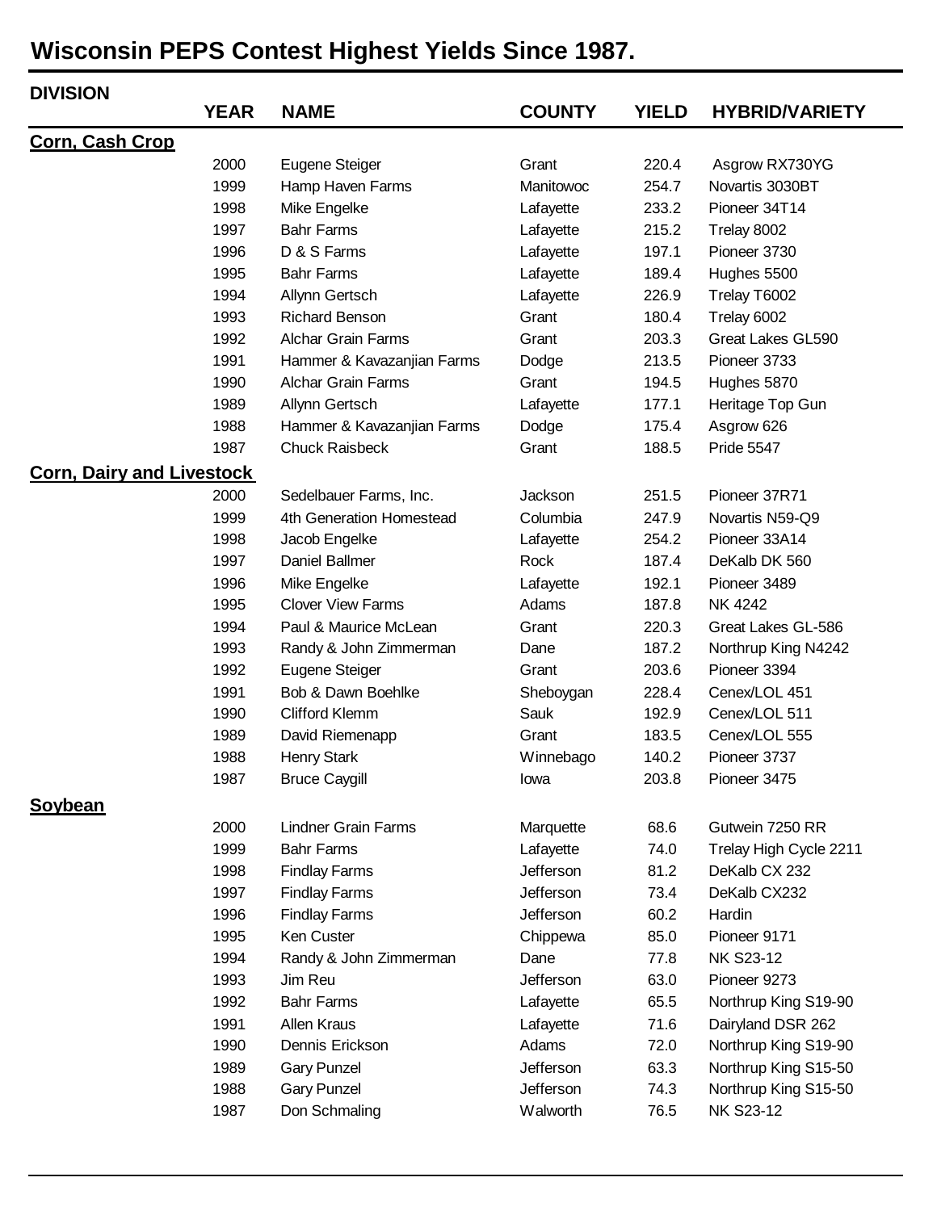# Wisconsin PEPS Contest Highest Yields Since 1987.

| DIVISION | YEAR | NAME | COUNTY | YIELD | HYBRID/VARIETY |
|---|---|---|---|---|---|
| **Corn, Cash Crop** | | | | | |
| | 2000 | Eugene Steiger | Grant | 220.4 | Asgrow RX730YG |
| | 1999 | Hamp Haven Farms | Manitowoc | 254.7 | Novartis 3030BT |
| | 1998 | Mike Engelke | Lafayette | 233.2 | Pioneer 34T14 |
| | 1997 | Bahr Farms | Lafayette | 215.2 | Trelay 8002 |
| | 1996 | D & S Farms | Lafayette | 197.1 | Pioneer 3730 |
| | 1995 | Bahr Farms | Lafayette | 189.4 | Hughes 5500 |
| | 1994 | Allynn Gertsch | Lafayette | 226.9 | Trelay T6002 |
| | 1993 | Richard Benson | Grant | 180.4 | Trelay 6002 |
| | 1992 | Alchar Grain Farms | Grant | 203.3 | Great Lakes GL590 |
| | 1991 | Hammer & Kavazanjian Farms | Dodge | 213.5 | Pioneer 3733 |
| | 1990 | Alchar Grain Farms | Grant | 194.5 | Hughes 5870 |
| | 1989 | Allynn Gertsch | Lafayette | 177.1 | Heritage Top Gun |
| | 1988 | Hammer & Kavazanjian Farms | Dodge | 175.4 | Asgrow 626 |
| | 1987 | Chuck Raisbeck | Grant | 188.5 | Pride 5547 |
| **Corn, Dairy and Livestock** | | | | | |
| | 2000 | Sedelbauer Farms, Inc. | Jackson | 251.5 | Pioneer 37R71 |
| | 1999 | 4th Generation Homestead | Columbia | 247.9 | Novartis N59-Q9 |
| | 1998 | Jacob Engelke | Lafayette | 254.2 | Pioneer 33A14 |
| | 1997 | Daniel Ballmer | Rock | 187.4 | DeKalb DK 560 |
| | 1996 | Mike Engelke | Lafayette | 192.1 | Pioneer 3489 |
| | 1995 | Clover View Farms | Adams | 187.8 | NK 4242 |
| | 1994 | Paul & Maurice McLean | Grant | 220.3 | Great Lakes GL-586 |
| | 1993 | Randy & John Zimmerman | Dane | 187.2 | Northrup King N4242 |
| | 1992 | Eugene Steiger | Grant | 203.6 | Pioneer 3394 |
| | 1991 | Bob & Dawn Boehlke | Sheboygan | 228.4 | Cenex/LOL 451 |
| | 1990 | Clifford Klemm | Sauk | 192.9 | Cenex/LOL 511 |
| | 1989 | David Riemenapp | Grant | 183.5 | Cenex/LOL 555 |
| | 1988 | Henry Stark | Winnebago | 140.2 | Pioneer 3737 |
| | 1987 | Bruce Caygill | Iowa | 203.8 | Pioneer 3475 |
| **Soybean** | | | | | |
| | 2000 | Lindner Grain Farms | Marquette | 68.6 | Gutwein 7250 RR |
| | 1999 | Bahr Farms | Lafayette | 74.0 | Trelay High Cycle 2211 |
| | 1998 | Findlay Farms | Jefferson | 81.2 | DeKalb CX 232 |
| | 1997 | Findlay Farms | Jefferson | 73.4 | DeKalb CX232 |
| | 1996 | Findlay Farms | Jefferson | 60.2 | Hardin |
| | 1995 | Ken Custer | Chippewa | 85.0 | Pioneer 9171 |
| | 1994 | Randy & John Zimmerman | Dane | 77.8 | NK S23-12 |
| | 1993 | Jim Reu | Jefferson | 63.0 | Pioneer 9273 |
| | 1992 | Bahr Farms | Lafayette | 65.5 | Northrup King S19-90 |
| | 1991 | Allen Kraus | Lafayette | 71.6 | Dairyland DSR 262 |
| | 1990 | Dennis Erickson | Adams | 72.0 | Northrup King S19-90 |
| | 1989 | Gary Punzel | Jefferson | 63.3 | Northrup King S15-50 |
| | 1988 | Gary Punzel | Jefferson | 74.3 | Northrup King S15-50 |
| | 1987 | Don Schmaling | Walworth | 76.5 | NK S23-12 |